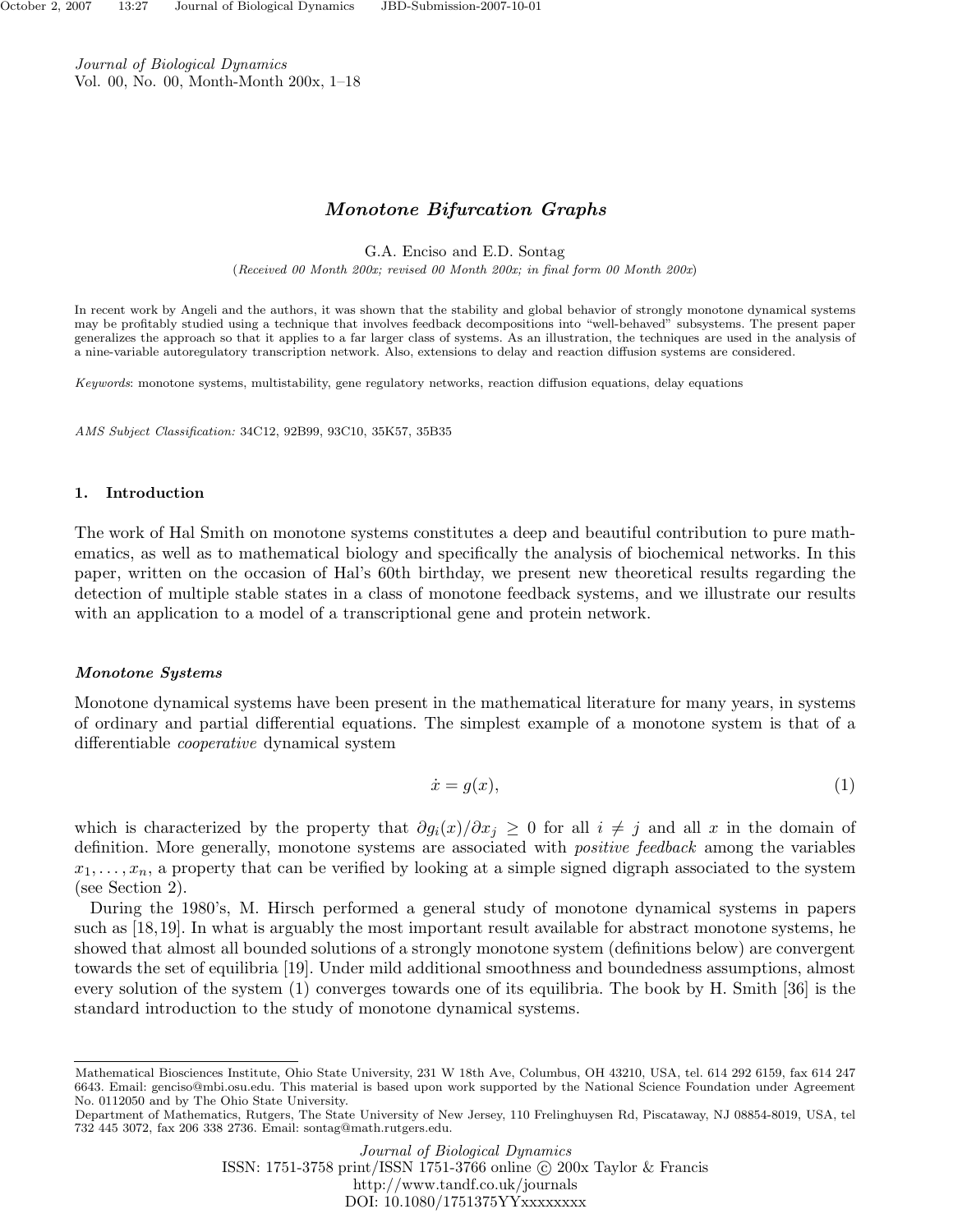# *Monotone Bifurcation Graphs*

G.A. Enciso and E.D. Sontag

(*Received 00 Month 200x; revised 00 Month 200x; in final form 00 Month 200x*)

In recent work by Angeli and the authors, it was shown that the stability and global behavior of strongly monotone dynamical systems may be profitably studied using a technique that involves feedback decompositions into "well-behaved" subsystems. The present paper generalizes the approach so that it applies to a far larger class of systems. As an illustration, the techniques are used in the analysis of a nine-variable autoregulatory transcription network. Also, extensions to delay and reaction diffusion systems are considered.

*Keywords*: monotone systems, multistability, gene regulatory networks, reaction diffusion equations, delay equations

*AMS Subject Classification:* 34C12, 92B99, 93C10, 35K57, 35B35

## 1. Introduction

The work of Hal Smith on monotone systems constitutes a deep and beautiful contribution to pure mathematics, as well as to mathematical biology and specifically the analysis of biochemical networks. In this paper, written on the occasion of Hal's 60th birthday, we present new theoretical results regarding the detection of multiple stable states in a class of monotone feedback systems, and we illustrate our results with an application to a model of a transcriptional gene and protein network.

### *Monotone Systems*

Monotone dynamical systems have been present in the mathematical literature for many years, in systems of ordinary and partial differential equations. The simplest example of a monotone system is that of a differentiable *cooperative* dynamical system

$$\dot{x} = g(x), \tag{1}$$

which is characterized by the property that $\partial g_i(x)/\partial x_j \geq 0$ for all $i \neq j$ and all $x$ in the domain of definition. More generally, monotone systems are associated with *positive feedback* among the variables $x_1, \ldots, x_n$, a property that can be verified by looking at a simple signed digraph associated to the system (see Section 2).

During the 1980's, M. Hirsch performed a general study of monotone dynamical systems in papers such as [18,19]. In what is arguably the most important result available for abstract monotone systems, he showed that almost all bounded solutions of a strongly monotone system (definitions below) are convergent towards the set of equilibria [19]. Under mild additional smoothness and boundedness assumptions, almost every solution of the system (1) converges towards one of its equilibria. The book by H. Smith [36] is the standard introduction to the study of monotone dynamical systems.

---

Mathematical Biosciences Institute, Ohio State University, 231 W 18th Ave, Columbus, OH 43210, USA, tel. 614 292 6159, fax 614 247 6643. Email: genciso@mbi.osu.edu. This material is based upon work supported by the National Science Foundation under Agreement No. 0112050 and by The Ohio State University.

Department of Mathematics, Rutgers, The State University of New Jersey, 110 Frelinghuysen Rd, Piscataway, NJ 08854-8019, USA, tel 732 445 3072, fax 206 338 2736. Email: sontag@math.rutgers.edu.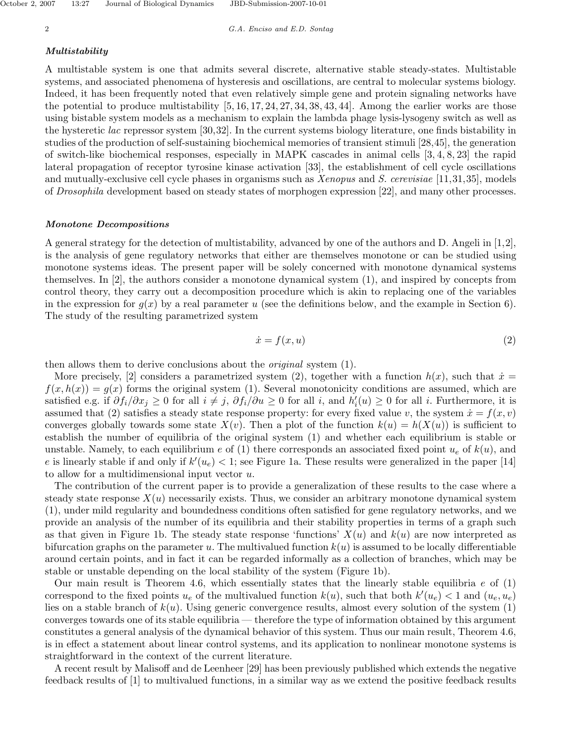### *Multistability*

A multistable system is one that admits several discrete, alternative stable steady-states. Multistable systems, and associated phenomena of hysteresis and oscillations, are central to molecular systems biology. Indeed, it has been frequently noted that even relatively simple gene and protein signaling networks have the potential to produce multistability [5, 16, 17, 24, 27, 34, 38, 43, 44]. Among the earlier works are those using bistable system models as a mechanism to explain the lambda phage lysis-lysogeny switch as well as the hysteretic *lac* repressor system [30,32]. In the current systems biology literature, one finds bistability in studies of the production of self-sustaining biochemical memories of transient stimuli [28,45], the generation of switch-like biochemical responses, especially in MAPK cascades in animal cells [3, 4, 8, 23] the rapid lateral propagation of receptor tyrosine kinase activation [33], the establishment of cell cycle oscillations and mutually-exclusive cell cycle phases in organisms such as *Xenopus* and *S. cerevisiae* [11,31,35], models of *Drosophila* development based on steady states of morphogen expression [22], and many other processes.

### *Monotone Decompositions*

A general strategy for the detection of multistability, advanced by one of the authors and D. Angeli in [1,2], is the analysis of gene regulatory networks that either are themselves monotone or can be studied using monotone systems ideas. The present paper will be solely concerned with monotone dynamical systems themselves. In [2], the authors consider a monotone dynamical system (1), and inspired by concepts from control theory, they carry out a decomposition procedure which is akin to replacing one of the variables in the expression for $g(x)$ by a real parameter $u$ (see the definitions below, and the example in Section 6). The study of the resulting parametrized system

$$\dot{x} = f(x, u) \tag{2}$$

then allows them to derive conclusions about the *original* system (1).

More precisely, [2] considers a parametrized system (2), together with a function $h(x)$, such that $\dot{x} = f(x, h(x)) = g(x)$ forms the original system (1). Several monotonicity conditions are assumed, which are satisfied e.g. if $\partial f_i/\partial x_j \geq 0$ for all $i \neq j$, $\partial f_i/\partial u \geq 0$ for all $i$, and $h_i'(u) \geq 0$ for all $i$. Furthermore, it is assumed that (2) satisfies a steady state response property: for every fixed value $v$, the system $\dot{x} = f(x, v)$ converges globally towards some state $X(v)$. Then a plot of the function $k(u) = h(X(u))$ is sufficient to establish the number of equilibria of the original system (1) and whether each equilibrium is stable or unstable. Namely, to each equilibrium $e$ of (1) there corresponds an associated fixed point $u_e$ of $k(u)$, and $e$ is linearly stable if and only if $k'(u_e) < 1$; see Figure 1a. These results were generalized in the paper [14] to allow for a multidimensional input vector $u$.

The contribution of the current paper is to provide a generalization of these results to the case where a steady state response $X(u)$ necessarily exists. Thus, we consider an arbitrary monotone dynamical system (1), under mild regularity and boundedness conditions often satisfied for gene regulatory networks, and we provide an analysis of the number of its equilibria and their stability properties in terms of a graph such as that given in Figure 1b. The steady state response 'functions' $X(u)$ and $k(u)$ are now interpreted as bifurcation graphs on the parameter $u$. The multivalued function $k(u)$ is assumed to be locally differentiable around certain points, and in fact it can be regarded informally as a collection of branches, which may be stable or unstable depending on the local stability of the system (Figure 1b).

Our main result is Theorem 4.6, which essentially states that the linearly stable equilibria $e$ of (1) correspond to the fixed points $u_e$ of the multivalued function $k(u)$, such that both $k'(u_e) < 1$ and $(u_e, u_e)$ lies on a stable branch of $k(u)$. Using generic convergence results, almost every solution of the system (1) converges towards one of its stable equilibria — therefore the type of information obtained by this argument constitutes a general analysis of the dynamical behavior of this system. Thus our main result, Theorem 4.6, is in effect a statement about linear control systems, and its application to nonlinear monotone systems is straightforward in the context of the current literature.

A recent result by Malisoff and de Leenheer [29] has been previously published which extends the negative feedback results of [1] to multivalued functions, in a similar way as we extend the positive feedback results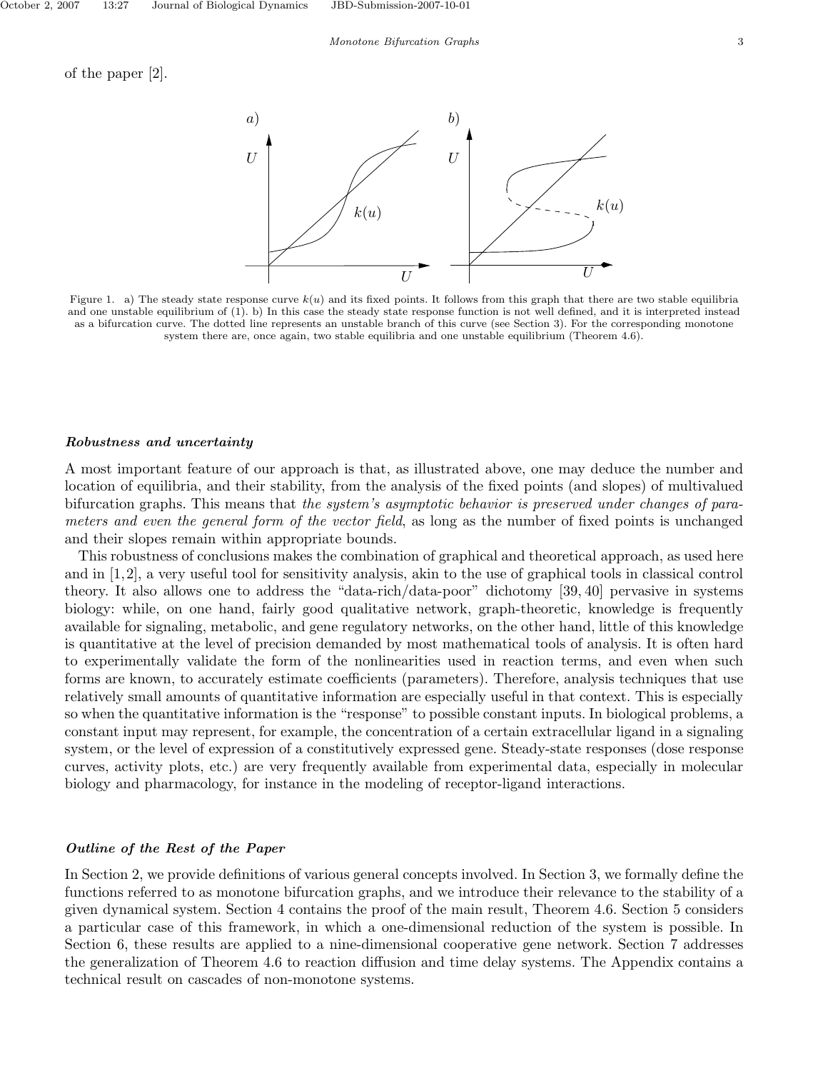of the paper [2].

Figure 1. a) The steady state response curve $k(u)$ and its fixed points. It follows from this graph that there are two stable equilibria and one unstable equilibrium of (1). b) In this case the steady state response function is not well defined, and it is interpreted instead as a bifurcation curve. The dotted line represents an unstable branch of this curve (see Section 3). For the corresponding monotone system there are, once again, two stable equilibria and one unstable equilibrium (Theorem 4.6).

***Robustness and uncertainty***

A most important feature of our approach is that, as illustrated above, one may deduce the number and location of equilibria, and their stability, from the analysis of the fixed points (and slopes) of multivalued bifurcation graphs. This means that *the system's asymptotic behavior is preserved under changes of parameters and even the general form of the vector field*, as long as the number of fixed points is unchanged and their slopes remain within appropriate bounds.

This robustness of conclusions makes the combination of graphical and theoretical approach, as used here and in [1,2], a very useful tool for sensitivity analysis, akin to the use of graphical tools in classical control theory. It also allows one to address the "data-rich/data-poor" dichotomy [39,40] pervasive in systems biology: while, on one hand, fairly good qualitative network, graph-theoretic, knowledge is frequently available for signaling, metabolic, and gene regulatory networks, on the other hand, little of this knowledge is quantitative at the level of precision demanded by most mathematical tools of analysis. It is often hard to experimentally validate the form of the nonlinearities used in reaction terms, and even when such forms are known, to accurately estimate coefficients (parameters). Therefore, analysis techniques that use relatively small amounts of quantitative information are especially useful in that context. This is especially so when the quantitative information is the "response" to possible constant inputs. In biological problems, a constant input may represent, for example, the concentration of a certain extracellular ligand in a signaling system, or the level of expression of a constitutively expressed gene. Steady-state responses (dose response curves, activity plots, etc.) are very frequently available from experimental data, especially in molecular biology and pharmacology, for instance in the modeling of receptor-ligand interactions.

***Outline of the Rest of the Paper***

In Section 2, we provide definitions of various general concepts involved. In Section 3, we formally define the functions referred to as monotone bifurcation graphs, and we introduce their relevance to the stability of a given dynamical system. Section 4 contains the proof of the main result, Theorem 4.6. Section 5 considers a particular case of this framework, in which a one-dimensional reduction of the system is possible. In Section 6, these results are applied to a nine-dimensional cooperative gene network. Section 7 addresses the generalization of Theorem 4.6 to reaction diffusion and time delay systems. The Appendix contains a technical result on cascades of non-monotone systems.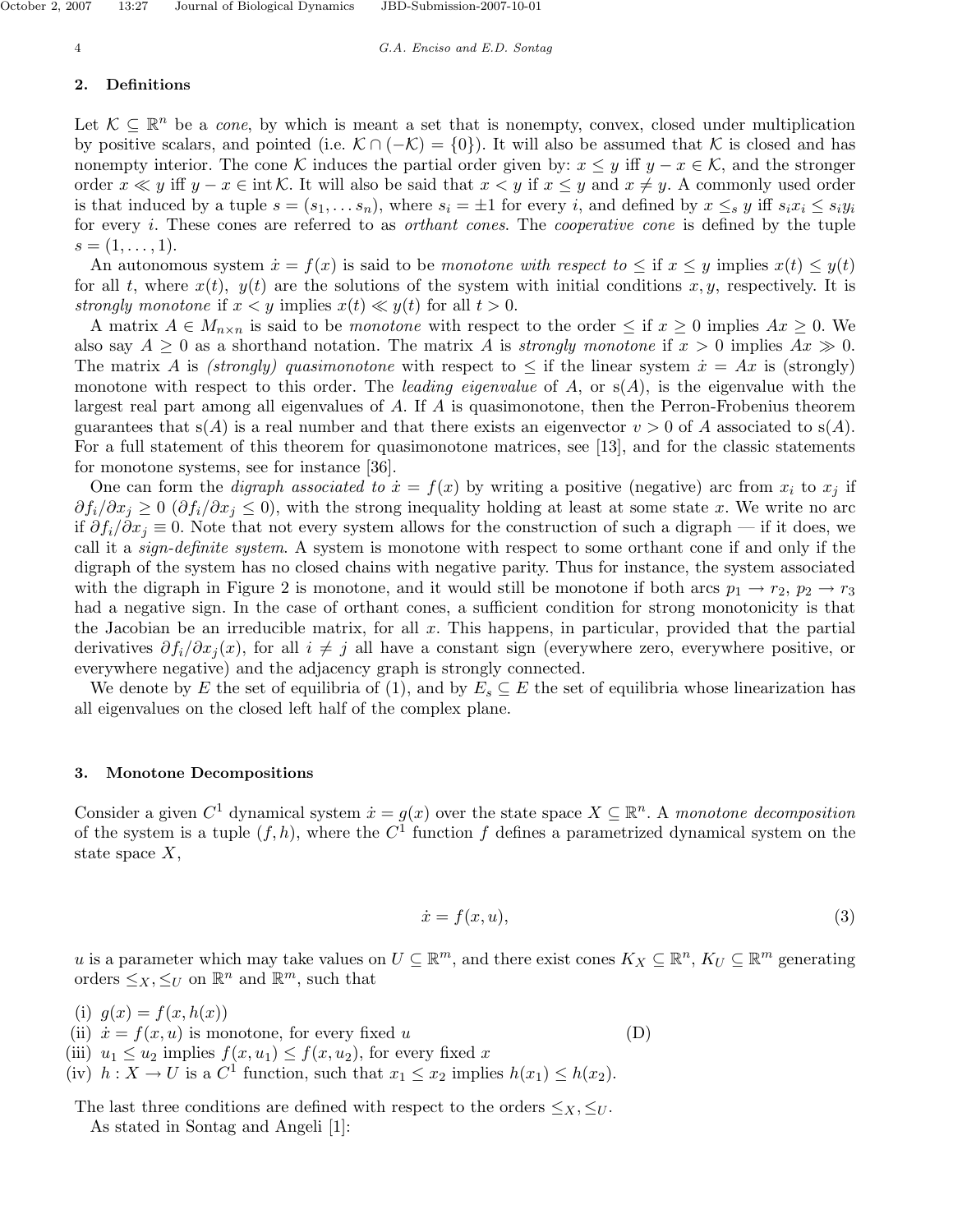## 2. Definitions

Let $\mathcal{K} \subseteq \mathbb{R}^n$ be a *cone*, by which is meant a set that is nonempty, convex, closed under multiplication by positive scalars, and pointed (i.e. $\mathcal{K} \cap (-\mathcal{K}) = \{0\}$). It will also be assumed that $\mathcal{K}$ is closed and has nonempty interior. The cone $\mathcal{K}$ induces the partial order given by: $x \leq y$ iff $y - x \in \mathcal{K}$, and the stronger order $x \ll y$ iff $y - x \in \operatorname{int} \mathcal{K}$. It will also be said that $x < y$ if $x \leq y$ and $x \neq y$. A commonly used order is that induced by a tuple $s = (s_1, \dots s_n)$, where $s_i = \pm 1$ for every $i$, and defined by $x \leq_s y$ iff $s_i x_i \leq s_i y_i$ for every $i$. These cones are referred to as *orthant cones*. The *cooperative cone* is defined by the tuple $s = (1, \dots, 1)$.

An autonomous system $\dot{x} = f(x)$ is said to be *monotone with respect to* $\leq$ if $x \leq y$ implies $x(t) \leq y(t)$ for all $t$, where $x(t)$, $y(t)$ are the solutions of the system with initial conditions $x, y$, respectively. It is *strongly monotone* if $x < y$ implies $x(t) \ll y(t)$ for all $t > 0$.

A matrix $A \in M_{n \times n}$ is said to be *monotone* with respect to the order $\leq$ if $x \geq 0$ implies $Ax \geq 0$. We also say $A \geq 0$ as a shorthand notation. The matrix $A$ is *strongly monotone* if $x > 0$ implies $Ax \gg 0$. The matrix $A$ is *(strongly) quasimonotone* with respect to $\leq$ if the linear system $\dot{x} = Ax$ is (strongly) monotone with respect to this order. The *leading eigenvalue* of $A$, or $\mathrm{s}(A)$, is the eigenvalue with the largest real part among all eigenvalues of $A$. If $A$ is quasimonotone, then the Perron-Frobenius theorem guarantees that $\mathrm{s}(A)$ is a real number and that there exists an eigenvector $v > 0$ of $A$ associated to $\mathrm{s}(A)$. For a full statement of this theorem for quasimonotone matrices, see [13], and for the classic statements for monotone systems, see for instance [36].

One can form the *digraph associated to* $\dot{x} = f(x)$ by writing a positive (negative) arc from $x_i$ to $x_j$ if $\partial f_i / \partial x_j \geq 0$ ($\partial f_i / \partial x_j \leq 0$), with the strong inequality holding at least at some state $x$. We write no arc if $\partial f_i / \partial x_j \equiv 0$. Note that not every system allows for the construction of such a digraph — if it does, we call it a *sign-definite system*. A system is monotone with respect to some orthant cone if and only if the digraph of the system has no closed chains with negative parity. Thus for instance, the system associated with the digraph in Figure 2 is monotone, and it would still be monotone if both arcs $p_1 \to r_2$, $p_2 \to r_3$ had a negative sign. In the case of orthant cones, a sufficient condition for strong monotonicity is that the Jacobian be an irreducible matrix, for all $x$. This happens, in particular, provided that the partial derivatives $\partial f_i / \partial x_j(x)$, for all $i \neq j$ all have a constant sign (everywhere zero, everywhere positive, or everywhere negative) and the adjacency graph is strongly connected.

We denote by $E$ the set of equilibria of (1), and by $E_s \subseteq E$ the set of equilibria whose linearization has all eigenvalues on the closed left half of the complex plane.

## 3. Monotone Decompositions

Consider a given $C^1$ dynamical system $\dot{x} = g(x)$ over the state space $X \subseteq \mathbb{R}^n$. A *monotone decomposition* of the system is a tuple $(f, h)$, where the $C^1$ function $f$ defines a parametrized dynamical system on the state space $X$,

$$\dot{x} = f(x, u), \tag{3}$$

$u$ is a parameter which may take values on $U \subseteq \mathbb{R}^m$, and there exist cones $K_X \subseteq \mathbb{R}^n$, $K_U \subseteq \mathbb{R}^m$ generating orders $\leq_X, \leq_U$ on $\mathbb{R}^n$ and $\mathbb{R}^m$, such that

(i) $g(x) = f(x, h(x))$
(ii) $\dot{x} = f(x, u)$ is monotone, for every fixed $u$ (D)
(iii) $u_1 \leq u_2$ implies $f(x, u_1) \leq f(x, u_2)$, for every fixed $x$
(iv) $h : X \to U$ is a $C^1$ function, such that $x_1 \leq x_2$ implies $h(x_1) \leq h(x_2)$.

The last three conditions are defined with respect to the orders $\leq_X, \leq_U$.

As stated in Sontag and Angeli [1]: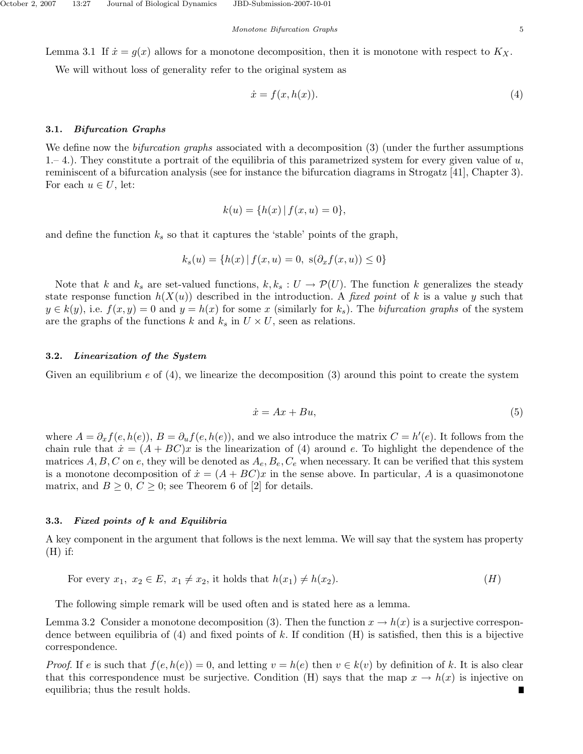Lemma 3.1 If $\dot{x} = g(x)$ allows for a monotone decomposition, then it is monotone with respect to $K_X$.

We will without loss of generality refer to the original system as

$$\dot{x} = f(x, h(x)). \tag{4}$$

### 3.1. *Bifurcation Graphs*

We define now the *bifurcation graphs* associated with a decomposition (3) (under the further assumptions 1.– 4.). They constitute a portrait of the equilibria of this parametrized system for every given value of $u$, reminiscent of a bifurcation analysis (see for instance the bifurcation diagrams in Strogatz [41], Chapter 3). For each $u \in U$, let:

$$k(u) = \{h(x) \,|\, f(x, u) = 0\},$$

and define the function $k_s$ so that it captures the 'stable' points of the graph,

$$k_s(u) = \{h(x) \,|\, f(x, u) = 0, \ \mathrm{s}(\partial_x f(x, u)) \leq 0\}$$

Note that $k$ and $k_s$ are set-valued functions, $k, k_s : U \to \mathcal{P}(U)$. The function $k$ generalizes the steady state response function $h(X(u))$ described in the introduction. A *fixed point* of $k$ is a value $y$ such that $y \in k(y)$, i.e. $f(x, y) = 0$ and $y = h(x)$ for some $x$ (similarly for $k_s$). The *bifurcation graphs* of the system are the graphs of the functions $k$ and $k_s$ in $U \times U$, seen as relations.

### 3.2. *Linearization of the System*

Given an equilibrium $e$ of (4), we linearize the decomposition (3) around this point to create the system

$$\dot{x} = Ax + Bu, \tag{5}$$

where $A = \partial_x f(e, h(e))$, $B = \partial_u f(e, h(e))$, and we also introduce the matrix $C = h'(e)$. It follows from the chain rule that $\dot{x} = (A + BC)x$ is the linearization of (4) around $e$. To highlight the dependence of the matrices $A, B, C$ on $e$, they will be denoted as $A_e, B_e, C_e$ when necessary. It can be verified that this system is a monotone decomposition of $\dot{x} = (A + BC)x$ in the sense above. In particular, $A$ is a quasimonotone matrix, and $B \geq 0$, $C \geq 0$; see Theorem 6 of [2] for details.

### 3.3. *Fixed points of k and Equilibria*

A key component in the argument that follows is the next lemma. We will say that the system has property (H) if:

For every $x_1, \ x_2 \in E, \ x_1 \neq x_2$, it holds that $h(x_1) \neq h(x_2)$. $\qquad (H)$

The following simple remark will be used often and is stated here as a lemma.

Lemma 3.2 Consider a monotone decomposition (3). Then the function $x \to h(x)$ is a surjective correspondence between equilibria of (4) and fixed points of $k$. If condition (H) is satisfied, then this is a bijective correspondence.

*Proof.* If $e$ is such that $f(e, h(e)) = 0$, and letting $v = h(e)$ then $v \in k(v)$ by definition of $k$. It is also clear that this correspondence must be surjective. Condition (H) says that the map $x \to h(x)$ is injective on equilibria; thus the result holds. ∎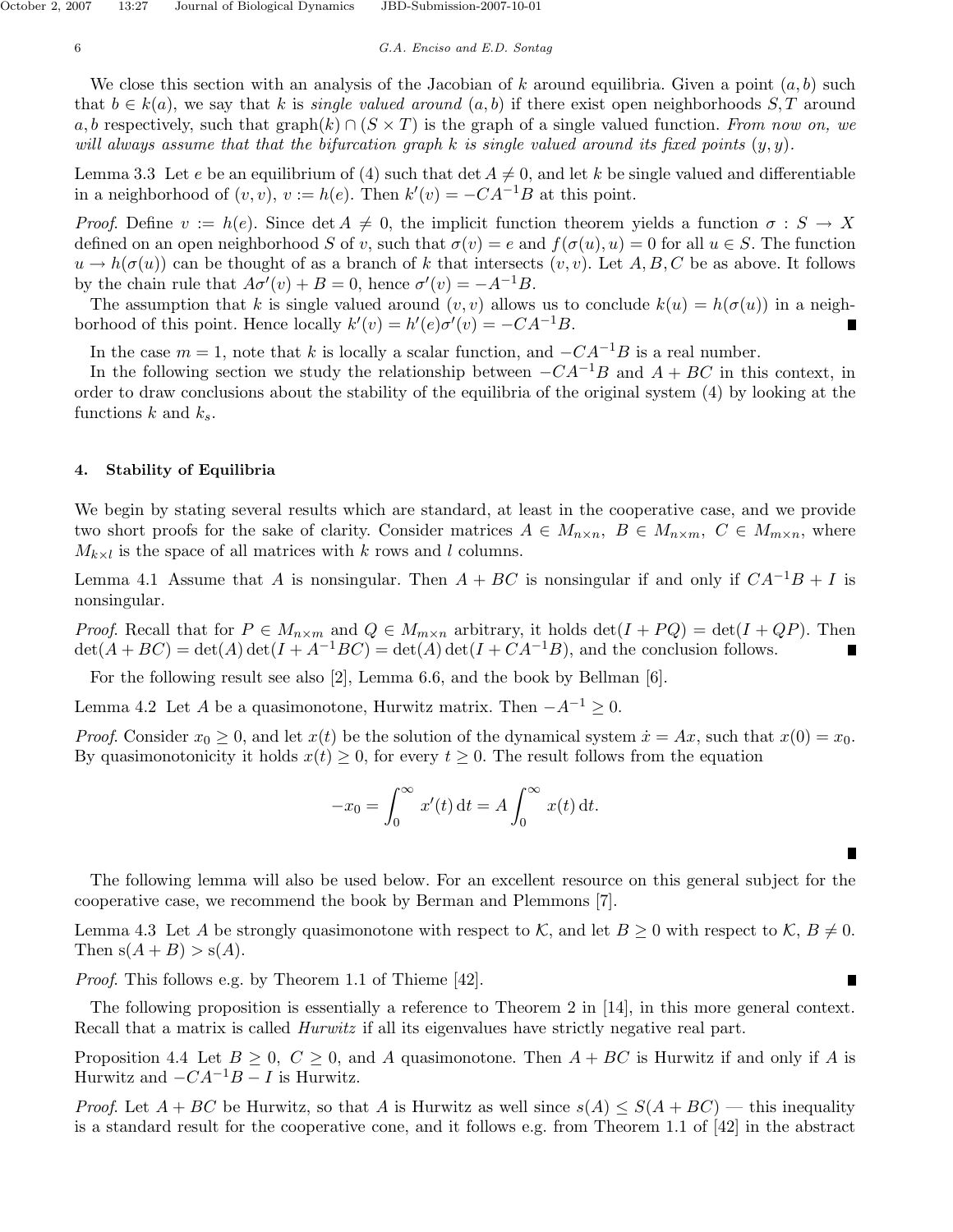We close this section with an analysis of the Jacobian of $k$ around equilibria. Given a point $(a, b)$ such that $b \in k(a)$, we say that $k$ is *single valued around* $(a, b)$ if there exist open neighborhoods $S, T$ around $a, b$ respectively, such that $\text{graph}(k) \cap (S \times T)$ is the graph of a single valued function. *From now on, we will always assume that that the bifurcation graph $k$ is single valued around its fixed points $(y, y)$.*

Lemma 3.3 Let $e$ be an equilibrium of (4) such that $\det A \neq 0$, and let $k$ be single valued and differentiable in a neighborhood of $(v, v)$, $v := h(e)$. Then $k'(v) = -CA^{-1}B$ at this point.

*Proof.* Define $v := h(e)$. Since $\det A \neq 0$, the implicit function theorem yields a function $\sigma : S \to X$ defined on an open neighborhood $S$ of $v$, such that $\sigma(v) = e$ and $f(\sigma(u), u) = 0$ for all $u \in S$. The function $u \to h(\sigma(u))$ can be thought of as a branch of $k$ that intersects $(v, v)$. Let $A, B, C$ be as above. It follows by the chain rule that $A\sigma'(v) + B = 0$, hence $\sigma'(v) = -A^{-1}B$.

The assumption that $k$ is single valued around $(v, v)$ allows us to conclude $k(u) = h(\sigma(u))$ in a neighborhood of this point. Hence locally $k'(v) = h'(e)\sigma'(v) = -CA^{-1}B$. ∎

In the case $m = 1$, note that $k$ is locally a scalar function, and $-CA^{-1}B$ is a real number.

In the following section we study the relationship between $-CA^{-1}B$ and $A + BC$ in this context, in order to draw conclusions about the stability of the equilibria of the original system (4) by looking at the functions $k$ and $k_s$.

## 4. Stability of Equilibria

We begin by stating several results which are standard, at least in the cooperative case, and we provide two short proofs for the sake of clarity. Consider matrices $A \in M_{n\times n}$, $B \in M_{n\times m}$, $C \in M_{m\times n}$, where $M_{k\times l}$ is the space of all matrices with $k$ rows and $l$ columns.

Lemma 4.1 Assume that $A$ is nonsingular. Then $A + BC$ is nonsingular if and only if $CA^{-1}B + I$ is nonsingular.

*Proof.* Recall that for $P \in M_{n\times m}$ and $Q \in M_{m\times n}$ arbitrary, it holds $\det(I + PQ) = \det(I + QP)$. Then $\det(A + BC) = \det(A)\det(I + A^{-1}BC) = \det(A)\det(I + CA^{-1}B)$, and the conclusion follows. ∎

For the following result see also [2], Lemma 6.6, and the book by Bellman [6].

Lemma 4.2 Let $A$ be a quasimonotone, Hurwitz matrix. Then $-A^{-1} \geq 0$.

*Proof.* Consider $x_0 \geq 0$, and let $x(t)$ be the solution of the dynamical system $\dot{x} = Ax$, such that $x(0) = x_0$. By quasimonotonicity it holds $x(t) \geq 0$, for every $t \geq 0$. The result follows from the equation

$$-x_0 = \int_0^\infty x'(t)\,\mathrm{d}t = A\int_0^\infty x(t)\,\mathrm{d}t.$$

∎

The following lemma will also be used below. For an excellent resource on this general subject for the cooperative case, we recommend the book by Berman and Plemmons [7].

Lemma 4.3 Let $A$ be strongly quasimonotone with respect to $\mathcal{K}$, and let $B \geq 0$ with respect to $\mathcal{K}$, $B \neq 0$. Then $\mathrm{s}(A + B) > \mathrm{s}(A)$.

*Proof.* This follows e.g. by Theorem 1.1 of Thieme [42]. ∎

The following proposition is essentially a reference to Theorem 2 in [14], in this more general context. Recall that a matrix is called *Hurwitz* if all its eigenvalues have strictly negative real part.

Proposition 4.4 Let $B \geq 0$, $C \geq 0$, and $A$ quasimonotone. Then $A + BC$ is Hurwitz if and only if $A$ is Hurwitz and $-CA^{-1}B - I$ is Hurwitz.

*Proof.* Let $A + BC$ be Hurwitz, so that $A$ is Hurwitz as well since $s(A) \leq S(A + BC)$ — this inequality is a standard result for the cooperative cone, and it follows e.g. from Theorem 1.1 of [42] in the abstract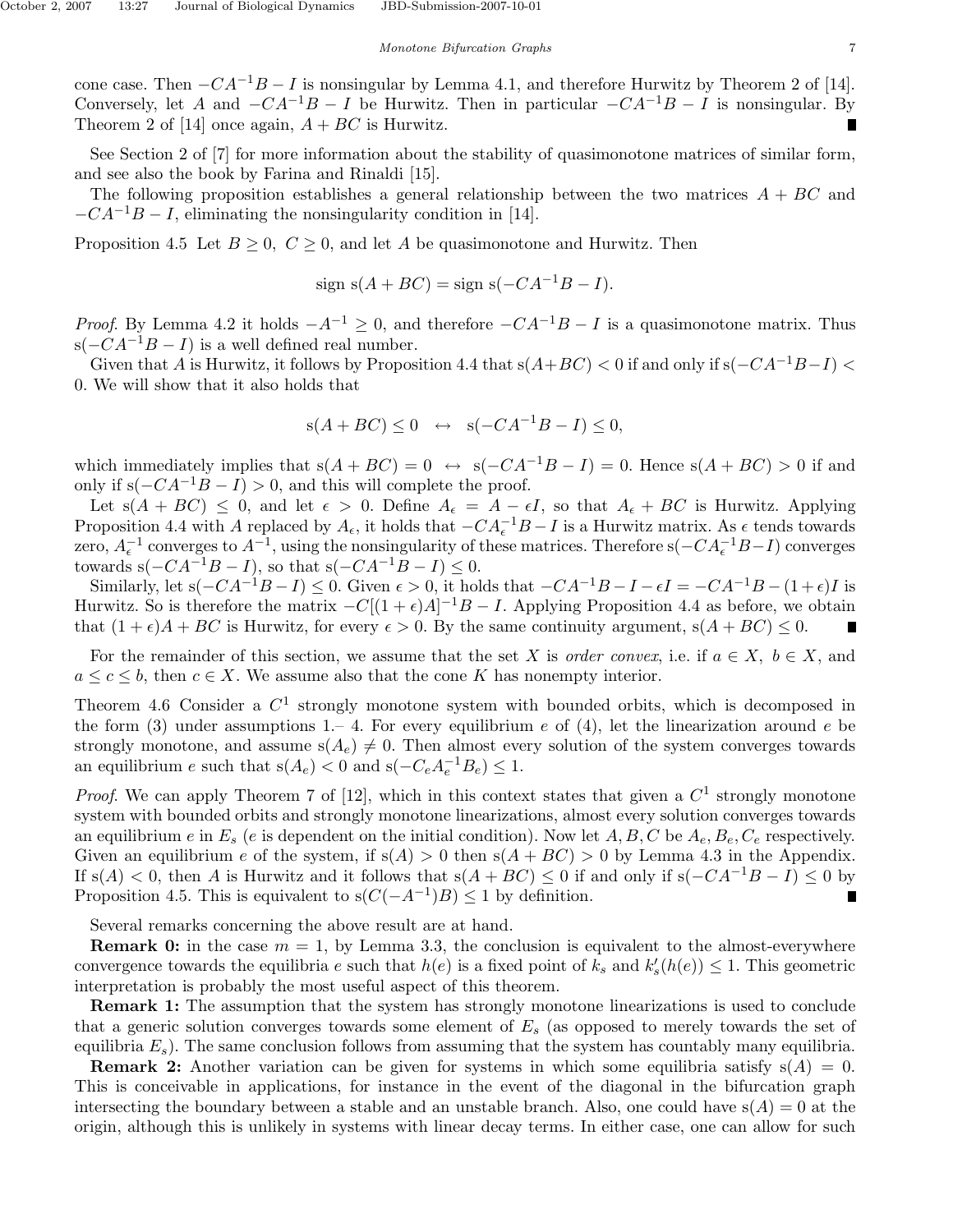cone case. Then $-CA^{-1}B - I$ is nonsingular by Lemma 4.1, and therefore Hurwitz by Theorem 2 of [14]. Conversely, let $A$ and $-CA^{-1}B - I$ be Hurwitz. Then in particular $-CA^{-1}B - I$ is nonsingular. By Theorem 2 of [14] once again, $A + BC$ is Hurwitz. ∎

See Section 2 of [7] for more information about the stability of quasimonotone matrices of similar form, and see also the book by Farina and Rinaldi [15].

The following proposition establishes a general relationship between the two matrices $A + BC$ and $-CA^{-1}B - I$, eliminating the nonsingularity condition in [14].

Proposition 4.5 Let $B \geq 0$, $C \geq 0$, and let $A$ be quasimonotone and Hurwitz. Then

$$\text{sign s}(A + BC) = \text{sign s}(-CA^{-1}B - I).$$

*Proof.* By Lemma 4.2 it holds $-A^{-1} \geq 0$, and therefore $-CA^{-1}B - I$ is a quasimonotone matrix. Thus $\text{s}(-CA^{-1}B - I)$ is a well defined real number.

Given that $A$ is Hurwitz, it follows by Proposition 4.4 that $\text{s}(A+BC) < 0$ if and only if $\text{s}(-CA^{-1}B-I) < 0$. We will show that it also holds that

$$\text{s}(A + BC) \leq 0 \quad \leftrightarrow \quad \text{s}(-CA^{-1}B - I) \leq 0,$$

which immediately implies that $\text{s}(A + BC) = 0 \ \leftrightarrow \ \text{s}(-CA^{-1}B - I) = 0$. Hence $\text{s}(A + BC) > 0$ if and only if $\text{s}(-CA^{-1}B - I) > 0$, and this will complete the proof.

Let $\text{s}(A + BC) \leq 0$, and let $\epsilon > 0$. Define $A_\epsilon = A - \epsilon I$, so that $A_\epsilon + BC$ is Hurwitz. Applying Proposition 4.4 with $A$ replaced by $A_\epsilon$, it holds that $-CA_\epsilon^{-1}B - I$ is a Hurwitz matrix. As $\epsilon$ tends towards zero, $A_\epsilon^{-1}$ converges to $A^{-1}$, using the nonsingularity of these matrices. Therefore $\text{s}(-CA_\epsilon^{-1}B-I)$ converges towards $\text{s}(-CA^{-1}B - I)$, so that $\text{s}(-CA^{-1}B - I) \leq 0$.

Similarly, let $\text{s}(-CA^{-1}B - I) \leq 0$. Given $\epsilon > 0$, it holds that $-CA^{-1}B - I - \epsilon I = -CA^{-1}B - (1 + \epsilon)I$ is Hurwitz. So is therefore the matrix $-C[(1 + \epsilon)A]^{-1}B - I$. Applying Proposition 4.4 as before, we obtain that $(1 + \epsilon)A + BC$ is Hurwitz, for every $\epsilon > 0$. By the same continuity argument, $\text{s}(A + BC) \leq 0$. ∎

For the remainder of this section, we assume that the set $X$ is *order convex*, i.e. if $a \in X$, $b \in X$, and $a \leq c \leq b$, then $c \in X$. We assume also that the cone $K$ has nonempty interior.

Theorem 4.6 Consider a $C^1$ strongly monotone system with bounded orbits, which is decomposed in the form (3) under assumptions 1.– 4. For every equilibrium $e$ of (4), let the linearization around $e$ be strongly monotone, and assume $\text{s}(A_e) \neq 0$. Then almost every solution of the system converges towards an equilibrium $e$ such that $\text{s}(A_e) < 0$ and $\text{s}(-C_e A_e^{-1} B_e) \leq 1$.

*Proof.* We can apply Theorem 7 of [12], which in this context states that given a $C^1$ strongly monotone system with bounded orbits and strongly monotone linearizations, almost every solution converges towards an equilibrium $e$ in $E_s$ ($e$ is dependent on the initial condition). Now let $A, B, C$ be $A_e, B_e, C_e$ respectively. Given an equilibrium $e$ of the system, if $\text{s}(A) > 0$ then $\text{s}(A + BC) > 0$ by Lemma 4.3 in the Appendix. If $\text{s}(A) < 0$, then $A$ is Hurwitz and it follows that $\text{s}(A + BC) \leq 0$ if and only if $\text{s}(-CA^{-1}B - I) \leq 0$ by Proposition 4.5. This is equivalent to $\text{s}(C(-A^{-1})B) \leq 1$ by definition. ∎

Several remarks concerning the above result are at hand.

**Remark 0:** in the case $m = 1$, by Lemma 3.3, the conclusion is equivalent to the almost-everywhere convergence towards the equilibria $e$ such that $h(e)$ is a fixed point of $k_s$ and $k_s'(h(e)) \leq 1$. This geometric interpretation is probably the most useful aspect of this theorem.

**Remark 1:** The assumption that the system has strongly monotone linearizations is used to conclude that a generic solution converges towards some element of $E_s$ (as opposed to merely towards the set of equilibria $E_s$). The same conclusion follows from assuming that the system has countably many equilibria.

**Remark 2:** Another variation can be given for systems in which some equilibria satisfy $\text{s}(A) = 0$. This is conceivable in applications, for instance in the event of the diagonal in the bifurcation graph intersecting the boundary between a stable and an unstable branch. Also, one could have $\text{s}(A) = 0$ at the origin, although this is unlikely in systems with linear decay terms. In either case, one can allow for such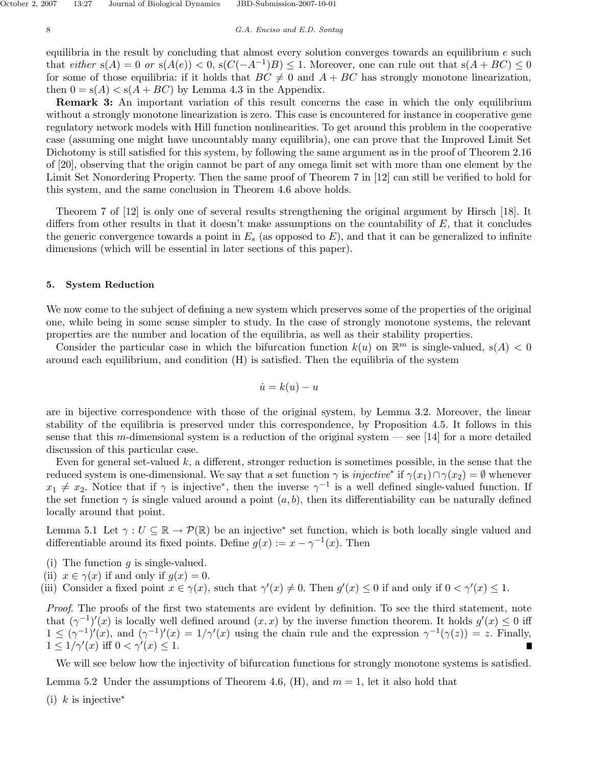equilibria in the result by concluding that almost every solution converges towards an equilibrium $e$ such that *either* $\mathrm{s}(A) = 0$ *or* $\mathrm{s}(A(e)) < 0$, $\mathrm{s}(C(-A^{-1})B) \leq 1$. Moreover, one can rule out that $\mathrm{s}(A + BC) \leq 0$ for some of those equilibria: if it holds that $BC \neq 0$ and $A + BC$ has strongly monotone linearization, then $0 = \mathrm{s}(A) < \mathrm{s}(A + BC)$ by Lemma 4.3 in the Appendix.

**Remark 3:** An important variation of this result concerns the case in which the only equilibrium without a strongly monotone linearization is zero. This case is encountered for instance in cooperative gene regulatory network models with Hill function nonlinearities. To get around this problem in the cooperative case (assuming one might have uncountably many equilibria), one can prove that the Improved Limit Set Dichotomy is still satisfied for this system, by following the same argument as in the proof of Theorem 2.16 of [20], observing that the origin cannot be part of any omega limit set with more than one element by the Limit Set Nonordering Property. Then the same proof of Theorem 7 in [12] can still be verified to hold for this system, and the same conclusion in Theorem 4.6 above holds.

Theorem 7 of [12] is only one of several results strengthening the original argument by Hirsch [18]. It differs from other results in that it doesn't make assumptions on the countability of $E$, that it concludes the generic convergence towards a point in $E_s$ (as opposed to $E$), and that it can be generalized to infinite dimensions (which will be essential in later sections of this paper).

## 5. System Reduction

We now come to the subject of defining a new system which preserves some of the properties of the original one, while being in some sense simpler to study. In the case of strongly monotone systems, the relevant properties are the number and location of the equilibria, as well as their stability properties.

Consider the particular case in which the bifurcation function $k(u)$ on $\mathbb{R}^m$ is single-valued, $\mathrm{s}(A) < 0$ around each equilibrium, and condition (H) is satisfied. Then the equilibria of the system

$$\dot{u} = k(u) - u$$

are in bijective correspondence with those of the original system, by Lemma 3.2. Moreover, the linear stability of the equilibria is preserved under this correspondence, by Proposition 4.5. It follows in this sense that this $m$-dimensional system is a reduction of the original system — see [14] for a more detailed discussion of this particular case.

Even for general set-valued $k$, a different, stronger reduction is sometimes possible, in the sense that the reduced system is one-dimensional. We say that a set function $\gamma$ is *injective\** if $\gamma(x_1) \cap \gamma(x_2) = \emptyset$ whenever $x_1 \neq x_2$. Notice that if $\gamma$ is injective\*, then the inverse $\gamma^{-1}$ is a well defined single-valued function. If the set function $\gamma$ is single valued around a point $(a, b)$, then its differentiability can be naturally defined locally around that point.

Lemma 5.1 Let $\gamma : U \subseteq \mathbb{R} \to \mathcal{P}(\mathbb{R})$ be an injective\* set function, which is both locally single valued and differentiable around its fixed points. Define $g(x) := x - \gamma^{-1}(x)$. Then

(i) The function $g$ is single-valued.
(ii) $x \in \gamma(x)$ if and only if $g(x) = 0$.
(iii) Consider a fixed point $x \in \gamma(x)$, such that $\gamma'(x) \neq 0$. Then $g'(x) \leq 0$ if and only if $0 < \gamma'(x) \leq 1$.

*Proof.* The proofs of the first two statements are evident by definition. To see the third statement, note that $(\gamma^{-1})'(x)$ is locally well defined around $(x, x)$ by the inverse function theorem. It holds $g'(x) \leq 0$ iff $1 \leq (\gamma^{-1})'(x)$, and $(\gamma^{-1})'(x) = 1/\gamma'(x)$ using the chain rule and the expression $\gamma^{-1}(\gamma(z)) = z$. Finally, $1 \leq 1/\gamma'(x)$ iff $0 < \gamma'(x) \leq 1$. ■

We will see below how the injectivity of bifurcation functions for strongly monotone systems is satisfied.

Lemma 5.2 Under the assumptions of Theorem 4.6, (H), and $m = 1$, let it also hold that

(i) $k$ is injective\*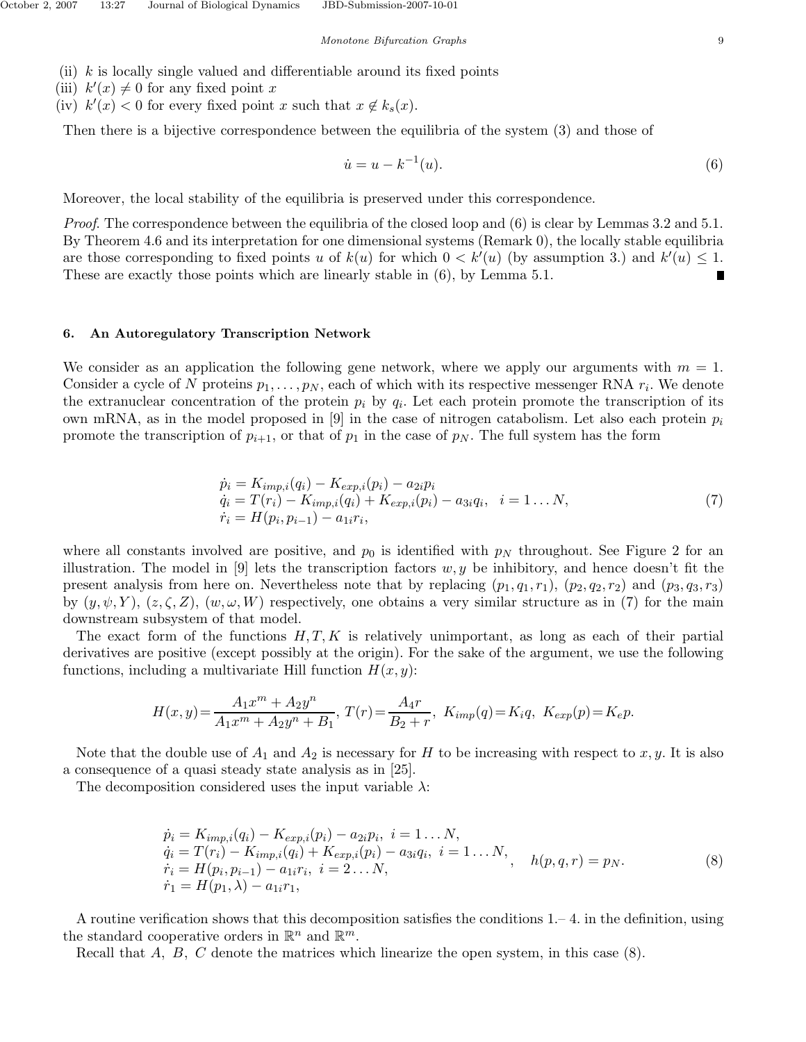(ii) $k$ is locally single valued and differentiable around its fixed points
(iii) $k'(x) \neq 0$ for any fixed point $x$
(iv) $k'(x) < 0$ for every fixed point $x$ such that $x \notin k_s(x)$.

Then there is a bijective correspondence between the equilibria of the system (3) and those of

$$\dot{u} = u - k^{-1}(u). \tag{6}$$

Moreover, the local stability of the equilibria is preserved under this correspondence.

*Proof.* The correspondence between the equilibria of the closed loop and (6) is clear by Lemmas 3.2 and 5.1. By Theorem 4.6 and its interpretation for one dimensional systems (Remark 0), the locally stable equilibria are those corresponding to fixed points $u$ of $k(u)$ for which $0 < k'(u)$ (by assumption 3.) and $k'(u) \leq 1$. These are exactly those points which are linearly stable in (6), by Lemma 5.1. ∎

## 6. An Autoregulatory Transcription Network

We consider as an application the following gene network, where we apply our arguments with $m = 1$. Consider a cycle of $N$ proteins $p_1, \ldots, p_N$, each of which with its respective messenger RNA $r_i$. We denote the extranuclear concentration of the protein $p_i$ by $q_i$. Let each protein promote the transcription of its own mRNA, as in the model proposed in [9] in the case of nitrogen catabolism. Let also each protein $p_i$ promote the transcription of $p_{i+1}$, or that of $p_1$ in the case of $p_N$. The full system has the form

$$\begin{array}{l} \dot{p}_i = K_{imp,i}(q_i) - K_{exp,i}(p_i) - a_{2i}p_i \\ \dot{q}_i = T(r_i) - K_{imp,i}(q_i) + K_{exp,i}(p_i) - a_{3i}q_i, \quad i = 1 \ldots N, \\ \dot{r}_i = H(p_i, p_{i-1}) - a_{1i}r_i, \end{array} \tag{7}$$

where all constants involved are positive, and $p_0$ is identified with $p_N$ throughout. See Figure 2 for an illustration. The model in [9] lets the transcription factors $w, y$ be inhibitory, and hence doesn't fit the present analysis from here on. Nevertheless note that by replacing $(p_1, q_1, r_1)$, $(p_2, q_2, r_2)$ and $(p_3, q_3, r_3)$ by $(y, \psi, Y)$, $(z, \zeta, Z)$, $(w, \omega, W)$ respectively, one obtains a very similar structure as in (7) for the main downstream subsystem of that model.

The exact form of the functions $H, T, K$ is relatively unimportant, as long as each of their partial derivatives are positive (except possibly at the origin). For the sake of the argument, we use the following functions, including a multivariate Hill function $H(x, y)$:

$$H(x, y) = \frac{A_1 x^m + A_2 y^n}{A_1 x^m + A_2 y^n + B_1}, \; T(r) = \frac{A_4 r}{B_2 + r}, \; K_{imp}(q) = K_i q, \; K_{exp}(p) = K_e p.$$

Note that the double use of $A_1$ and $A_2$ is necessary for $H$ to be increasing with respect to $x, y$. It is also a consequence of a quasi steady state analysis as in [25].

The decomposition considered uses the input variable $\lambda$:

$$\begin{array}{l} \dot{p}_i = K_{imp,i}(q_i) - K_{exp,i}(p_i) - a_{2i}p_i, \; i = 1 \ldots N, \\ \dot{q}_i = T(r_i) - K_{imp,i}(q_i) + K_{exp,i}(p_i) - a_{3i}q_i, \; i = 1 \ldots N, \\ \dot{r}_i = H(p_i, p_{i-1}) - a_{1i}r_i, \; i = 2 \ldots N, \\ \dot{r}_1 = H(p_1, \lambda) - a_{1i}r_1, \end{array} \quad h(p, q, r) = p_N. \tag{8}$$

A routine verification shows that this decomposition satisfies the conditions 1.– 4. in the definition, using the standard cooperative orders in $\mathbb{R}^n$ and $\mathbb{R}^m$.

Recall that $A$, $B$, $C$ denote the matrices which linearize the open system, in this case (8).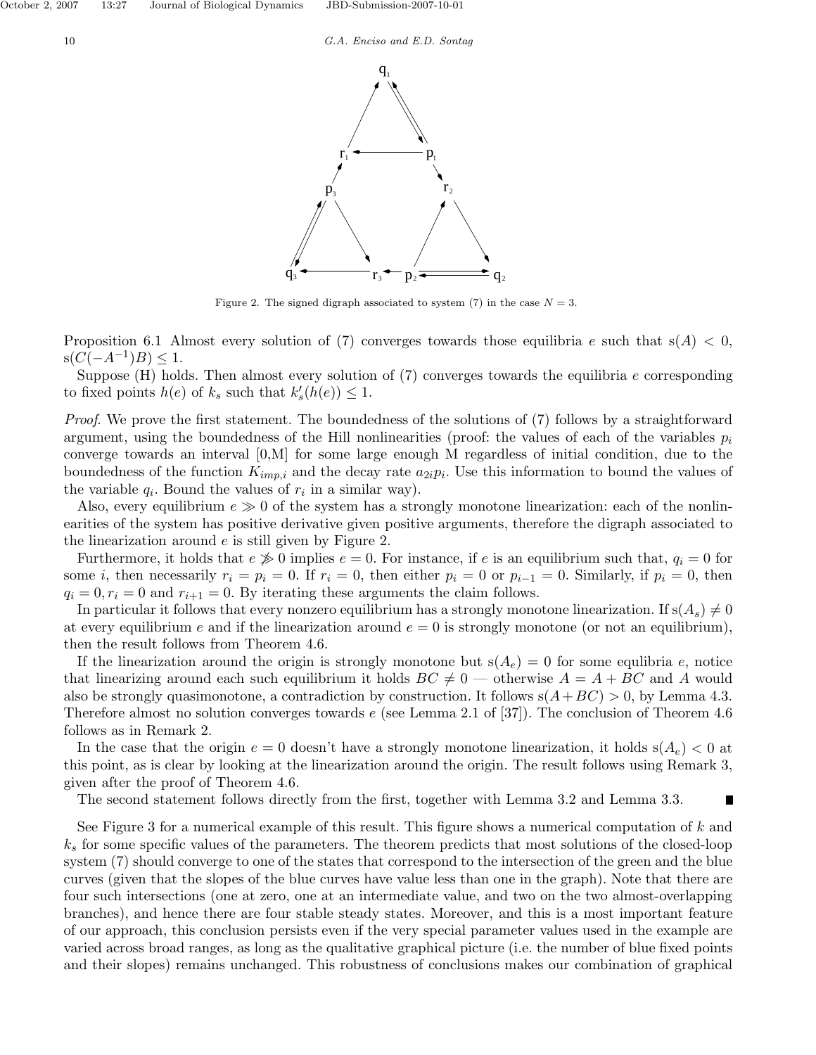Figure 2. The signed digraph associated to system (7) in the case $N = 3$.

Proposition 6.1 Almost every solution of (7) converges towards those equilibria $e$ such that $s(A) < 0$, $s(C(-A^{-1})B) \leq 1$.

Suppose (H) holds. Then almost every solution of (7) converges towards the equilibria $e$ corresponding to fixed points $h(e)$ of $k_s$ such that $k_s'(h(e)) \leq 1$.

*Proof.* We prove the first statement. The boundedness of the solutions of (7) follows by a straightforward argument, using the boundedness of the Hill nonlinearities (proof: the values of each of the variables $p_i$ converge towards an interval [0,M] for some large enough M regardless of initial condition, due to the boundedness of the function $K_{imp,i}$ and the decay rate $a_{2i}p_i$. Use this information to bound the values of the variable $q_i$. Bound the values of $r_i$ in a similar way).

Also, every equilibrium $e \gg 0$ of the system has a strongly monotone linearization: each of the nonlinearities of the system has positive derivative given positive arguments, therefore the digraph associated to the linearization around $e$ is still given by Figure 2.

Furthermore, it holds that $e \not\gg 0$ implies $e = 0$. For instance, if $e$ is an equilibrium such that, $q_i = 0$ for some $i$, then necessarily $r_i = p_i = 0$. If $r_i = 0$, then either $p_i = 0$ or $p_{i-1} = 0$. Similarly, if $p_i = 0$, then $q_i = 0, r_i = 0$ and $r_{i+1} = 0$. By iterating these arguments the claim follows.

In particular it follows that every nonzero equilibrium has a strongly monotone linearization. If $s(A_s) \neq 0$ at every equilibrium $e$ and if the linearization around $e = 0$ is strongly monotone (or not an equilibrium), then the result follows from Theorem 4.6.

If the linearization around the origin is strongly monotone but $s(A_e) = 0$ for some equlibria $e$, notice that linearizing around each such equilibrium it holds $BC \neq 0$ — otherwise $A = A + BC$ and $A$ would also be strongly quasimonotone, a contradiction by construction. It follows $s(A + BC) > 0$, by Lemma 4.3. Therefore almost no solution converges towards $e$ (see Lemma 2.1 of [37]). The conclusion of Theorem 4.6 follows as in Remark 2.

In the case that the origin $e = 0$ doesn't have a strongly monotone linearization, it holds $s(A_e) < 0$ at this point, as is clear by looking at the linearization around the origin. The result follows using Remark 3, given after the proof of Theorem 4.6.

The second statement follows directly from the first, together with Lemma 3.2 and Lemma 3.3. ∎

See Figure 3 for a numerical example of this result. This figure shows a numerical computation of $k$ and $k_s$ for some specific values of the parameters. The theorem predicts that most solutions of the closed-loop system (7) should converge to one of the states that correspond to the intersection of the green and the blue curves (given that the slopes of the blue curves have value less than one in the graph). Note that there are four such intersections (one at zero, one at an intermediate value, and two on the two almost-overlapping branches), and hence there are four stable steady states. Moreover, and this is a most important feature of our approach, this conclusion persists even if the very special parameter values used in the example are varied across broad ranges, as long as the qualitative graphical picture (i.e. the number of blue fixed points and their slopes) remains unchanged. This robustness of conclusions makes our combination of graphical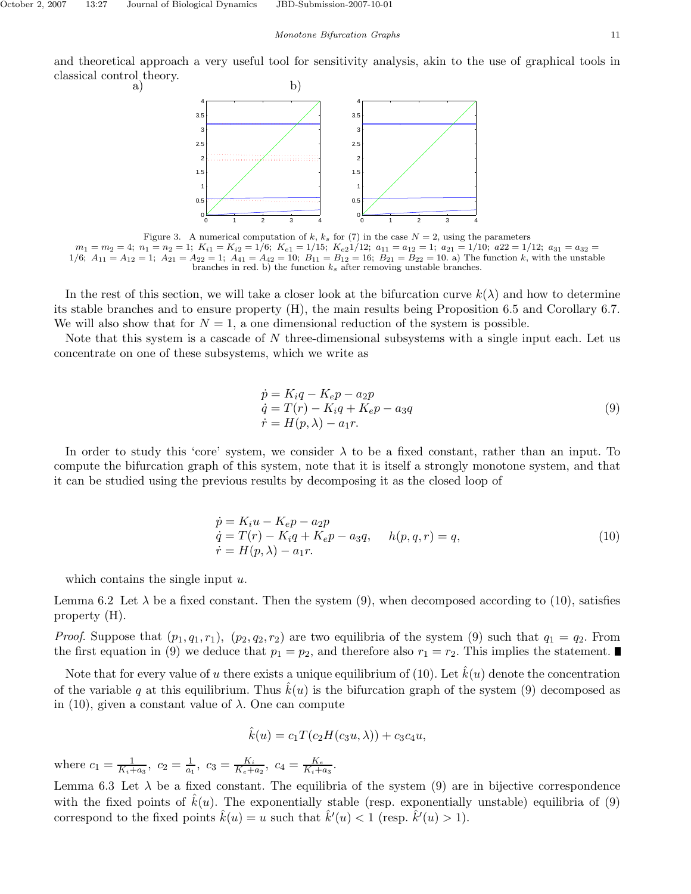and theoretical approach a very useful tool for sensitivity analysis, akin to the use of graphical tools in classical control theory.

Figure 3. A numerical computation of $k$, $k_s$ for (7) in the case $N = 2$, using the parameters $m_1 = m_2 = 4;\ n_1 = n_2 = 1;\ K_{i1} = K_{i2} = 1/6;\ K_{e1} = 1/15;\ K_{e2}1/12;\ a_{11} = a_{12} = 1;\ a_{21} = 1/10;\ a22 = 1/12;\ a_{31} = a_{32} = 1/6;\ A_{11} = A_{12} = 1;\ A_{21} = A_{22} = 1;\ A_{41} = A_{42} = 10;\ B_{11} = B_{12} = 16;\ B_{21} = B_{22} = 10.$ a) The function $k$, with the unstable branches in red. b) the function $k_s$ after removing unstable branches.

In the rest of this section, we will take a closer look at the bifurcation curve $k(\lambda)$ and how to determine its stable branches and to ensure property (H), the main results being Proposition 6.5 and Corollary 6.7. We will also show that for $N = 1$, a one dimensional reduction of the system is possible.

Note that this system is a cascade of $N$ three-dimensional subsystems with a single input each. Let us concentrate on one of these subsystems, which we write as

$$
\begin{aligned}
\dot{p} &= K_i q - K_e p - a_2 p \\
\dot{q} &= T(r) - K_i q + K_e p - a_3 q \\
\dot{r} &= H(p,\lambda) - a_1 r.
\end{aligned}
\tag{9}
$$

In order to study this 'core' system, we consider $\lambda$ to be a fixed constant, rather than an input. To compute the bifurcation graph of this system, note that it is itself a strongly monotone system, and that it can be studied using the previous results by decomposing it as the closed loop of

$$
\begin{aligned}
\dot{p} &= K_i u - K_e p - a_2 p \\
\dot{q} &= T(r) - K_i q + K_e p - a_3 q, \qquad h(p,q,r) = q, \\
\dot{r} &= H(p,\lambda) - a_1 r.
\end{aligned}
\tag{10}
$$

which contains the single input $u$.

Lemma 6.2 Let $\lambda$ be a fixed constant. Then the system (9), when decomposed according to (10), satisfies property (H).

*Proof.* Suppose that $(p_1, q_1, r_1),\ (p_2, q_2, r_2)$ are two equilibria of the system (9) such that $q_1 = q_2$. From the first equation in (9) we deduce that $p_1 = p_2$, and therefore also $r_1 = r_2$. This implies the statement. ∎

Note that for every value of $u$ there exists a unique equilibrium of (10). Let $\hat{k}(u)$ denote the concentration of the variable $q$ at this equilibrium. Thus $\hat{k}(u)$ is the bifurcation graph of the system (9) decomposed as in (10), given a constant value of $\lambda$. One can compute

$$
\hat{k}(u) = c_1 T(c_2 H(c_3 u, \lambda)) + c_3 c_4 u,
$$

where $c_1 = \frac{1}{K_i + a_3},\ c_2 = \frac{1}{a_1},\ c_3 = \frac{K_i}{K_e + a_2},\ c_4 = \frac{K_e}{K_i + a_3}$.

Lemma 6.3 Let $\lambda$ be a fixed constant. The equilibria of the system (9) are in bijective correspondence with the fixed points of $\hat{k}(u)$. The exponentially stable (resp. exponentially unstable) equilibria of (9) correspond to the fixed points $\hat{k}(u) = u$ such that $\hat{k}'(u) < 1$ (resp. $\hat{k}'(u) > 1$).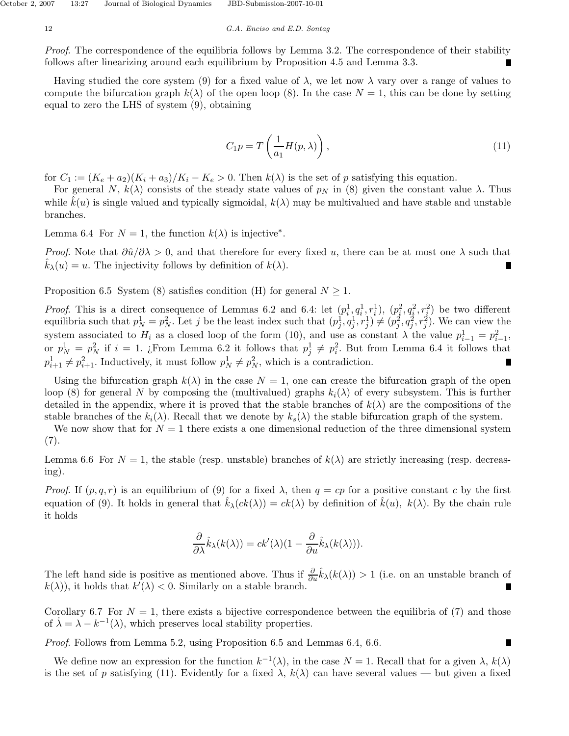*Proof*. The correspondence of the equilibria follows by Lemma 3.2. The correspondence of their stability follows after linearizing around each equilibrium by Proposition 4.5 and Lemma 3.3. ∎

Having studied the core system (9) for a fixed value of $\lambda$, we let now $\lambda$ vary over a range of values to compute the bifurcation graph $k(\lambda)$ of the open loop (8). In the case $N = 1$, this can be done by setting equal to zero the LHS of system (9), obtaining

$$C_1 p = T\left(\frac{1}{a_1}H(p,\lambda)\right), \tag{11}$$

for $C_1 := (K_e + a_2)(K_i + a_3)/K_i - K_e > 0$. Then $k(\lambda)$ is the set of $p$ satisfying this equation.

For general $N$, $k(\lambda)$ consists of the steady state values of $p_N$ in (8) given the constant value $\lambda$. Thus while $\hat{k}(u)$ is single valued and typically sigmoidal, $k(\lambda)$ may be multivalued and have stable and unstable branches.

Lemma 6.4 For $N = 1$, the function $k(\lambda)$ is injective*.

*Proof*. Note that $\partial\hat{u}/\partial\lambda > 0$, and that therefore for every fixed $u$, there can be at most one $\lambda$ such that $\hat{k}_\lambda(u) = u$. The injectivity follows by definition of $k(\lambda)$. ∎

Proposition 6.5 System (8) satisfies condition (H) for general $N \geq 1$.

*Proof*. This is a direct consequence of Lemmas 6.2 and 6.4: let $(p_i^1, q_i^1, r_i^1)$, $(p_i^2, q_i^2, r_i^2)$ be two different equilibria such that $p_N^1 = p_N^2$. Let $j$ be the least index such that $(p_j^1, q_j^1, r_j^1) \neq (p_j^2, q_j^2, r_j^2)$. We can view the system associated to $H_i$ as a closed loop of the form (10), and use as constant $\lambda$ the value $p_{i-1}^1 = p_{i-1}^2$, or $p_N^1 = p_N^2$ if $i = 1$. ¿From Lemma 6.2 it follows that $p_j^1 \neq p_i^2$. But from Lemma 6.4 it follows that $p_{i+1}^1 \neq p_{i+1}^2$. Inductively, it must follow $p_N^1 \neq p_N^2$, which is a contradiction. ∎

Using the bifurcation graph $k(\lambda)$ in the case $N = 1$, one can create the bifurcation graph of the open loop (8) for general $N$ by composing the (multivalued) graphs $k_i(\lambda)$ of every subsystem. This is further detailed in the appendix, where it is proved that the stable branches of $k(\lambda)$ are the compositions of the stable branches of the $k_i(\lambda)$. Recall that we denote by $k_s(\lambda)$ the stable bifurcation graph of the system.

We now show that for $N = 1$ there exists a one dimensional reduction of the three dimensional system (7).

Lemma 6.6 For $N = 1$, the stable (resp. unstable) branches of $k(\lambda)$ are strictly increasing (resp. decreasing).

*Proof*. If $(p, q, r)$ is an equilibrium of (9) for a fixed $\lambda$, then $q = cp$ for a positive constant $c$ by the first equation of (9). It holds in general that $\hat{k}_\lambda(ck(\lambda)) = ck(\lambda)$ by definition of $\hat{k}(u)$, $k(\lambda)$. By the chain rule it holds

$$\frac{\partial}{\partial\lambda}\hat{k}_\lambda(k(\lambda)) = ck'(\lambda)\left(1 - \frac{\partial}{\partial u}\hat{k}_\lambda(k(\lambda))\right).$$

The left hand side is positive as mentioned above. Thus if $\frac{\partial}{\partial u}\hat{k}_\lambda(k(\lambda)) > 1$ (i.e. on an unstable branch of $k(\lambda)$), it holds that $k'(\lambda) < 0$. Similarly on a stable branch. ∎

Corollary 6.7 For $N = 1$, there exists a bijective correspondence between the equilibria of (7) and those of $\dot{\lambda} = \lambda - k^{-1}(\lambda)$, which preserves local stability properties.

*Proof*. Follows from Lemma 5.2, using Proposition 6.5 and Lemmas 6.4, 6.6. ∎

We define now an expression for the function $k^{-1}(\lambda)$, in the case $N = 1$. Recall that for a given $\lambda$, $k(\lambda)$ is the set of $p$ satisfying (11). Evidently for a fixed $\lambda$, $k(\lambda)$ can have several values — but given a fixed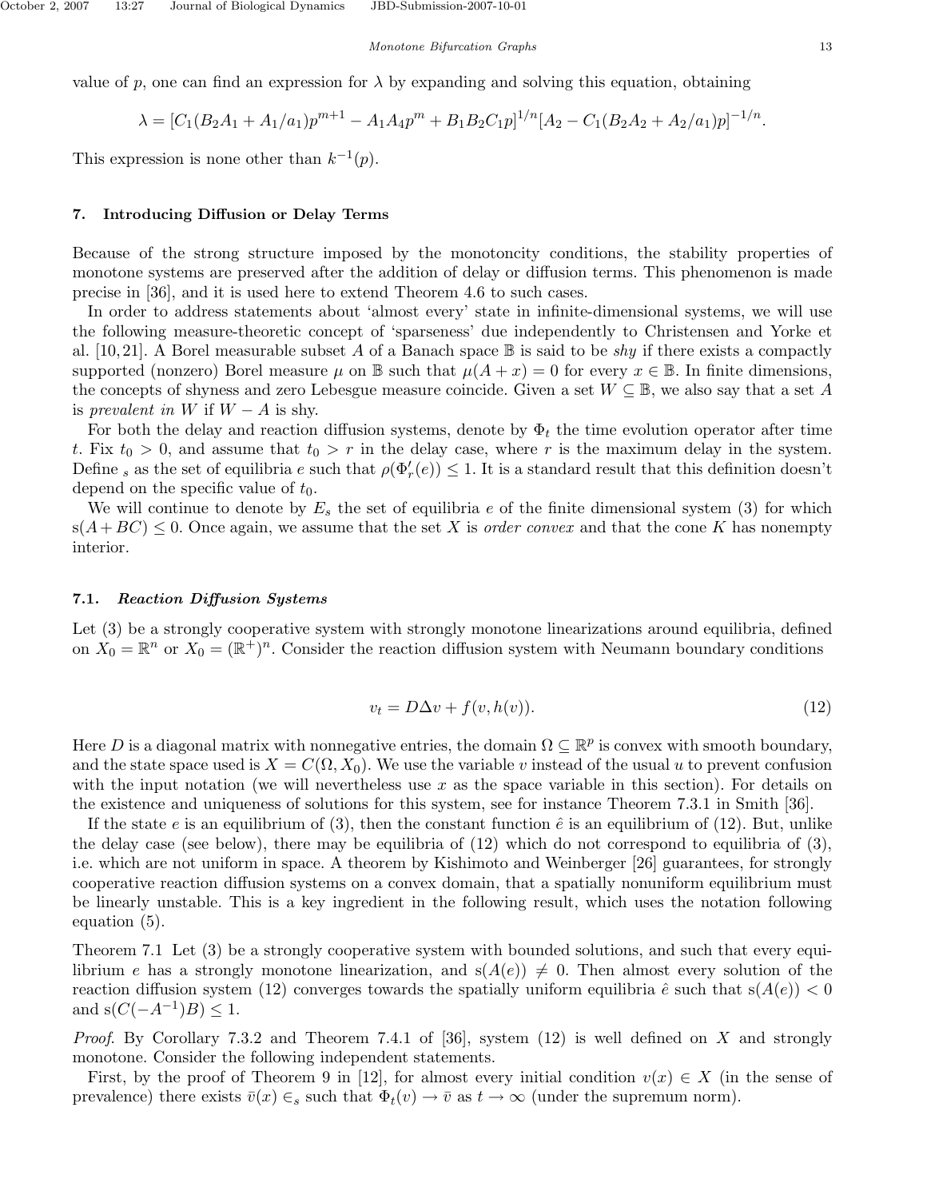value of $p$, one can find an expression for $\lambda$ by expanding and solving this equation, obtaining

$$\lambda = [C_1(B_2A_1 + A_1/a_1)p^{m+1} - A_1A_4p^m + B_1B_2C_1p]^{1/n}[A_2 - C_1(B_2A_2 + A_2/a_1)p]^{-1/n}.$$

This expression is none other than $k^{-1}(p)$.

## 7. Introducing Diffusion or Delay Terms

Because of the strong structure imposed by the monotoncity conditions, the stability properties of monotone systems are preserved after the addition of delay or diffusion terms. This phenomenon is made precise in [36], and it is used here to extend Theorem 4.6 to such cases.

In order to address statements about 'almost every' state in infinite-dimensional systems, we will use the following measure-theoretic concept of 'sparseness' due independently to Christensen and Yorke et al. [10, 21]. A Borel measurable subset $A$ of a Banach space $\mathbb{B}$ is said to be *shy* if there exists a compactly supported (nonzero) Borel measure $\mu$ on $\mathbb{B}$ such that $\mu(A + x) = 0$ for every $x \in \mathbb{B}$. In finite dimensions, the concepts of shyness and zero Lebesgue measure coincide. Given a set $W \subseteq \mathbb{B}$, we also say that a set $A$ is *prevalent in* $W$ if $W - A$ is shy.

For both the delay and reaction diffusion systems, denote by $\Phi_t$ the time evolution operator after time $t$. Fix $t_0 > 0$, and assume that $t_0 > r$ in the delay case, where $r$ is the maximum delay in the system. Define ${}_s$ as the set of equilibria $e$ such that $\rho(\Phi_r'(e)) \leq 1$. It is a standard result that this definition doesn't depend on the specific value of $t_0$.

We will continue to denote by $E_s$ the set of equilibria $e$ of the finite dimensional system (3) for which $\mathrm{s}(A + BC) \leq 0$. Once again, we assume that the set $X$ is *order convex* and that the cone $K$ has nonempty interior.

### 7.1. *Reaction Diffusion Systems*

Let (3) be a strongly cooperative system with strongly monotone linearizations around equilibria, defined on $X_0 = \mathbb{R}^n$ or $X_0 = (\mathbb{R}^+)^n$. Consider the reaction diffusion system with Neumann boundary conditions

$$v_t = D\Delta v + f(v, h(v)). \tag{12}$$

Here $D$ is a diagonal matrix with nonnegative entries, the domain $\Omega \subseteq \mathbb{R}^p$ is convex with smooth boundary, and the state space used is $X = C(\Omega, X_0)$. We use the variable $v$ instead of the usual $u$ to prevent confusion with the input notation (we will nevertheless use $x$ as the space variable in this section). For details on the existence and uniqueness of solutions for this system, see for instance Theorem 7.3.1 in Smith [36].

If the state $e$ is an equilibrium of (3), then the constant function $\hat{e}$ is an equilibrium of (12). But, unlike the delay case (see below), there may be equilibria of (12) which do not correspond to equilibria of (3), i.e. which are not uniform in space. A theorem by Kishimoto and Weinberger [26] guarantees, for strongly cooperative reaction diffusion systems on a convex domain, that a spatially nonuniform equilibrium must be linearly unstable. This is a key ingredient in the following result, which uses the notation following equation (5).

Theorem 7.1 Let (3) be a strongly cooperative system with bounded solutions, and such that every equilibrium $e$ has a strongly monotone linearization, and $\mathrm{s}(A(e)) \neq 0$. Then almost every solution of the reaction diffusion system (12) converges towards the spatially uniform equilibria $\hat{e}$ such that $\mathrm{s}(A(e)) < 0$ and $\mathrm{s}(C(-A^{-1})B) \leq 1$.

*Proof.* By Corollary 7.3.2 and Theorem 7.4.1 of [36], system (12) is well defined on $X$ and strongly monotone. Consider the following independent statements.

First, by the proof of Theorem 9 in [12], for almost every initial condition $v(x) \in X$ (in the sense of prevalence) there exists $\bar{v}(x) \in {}_s$ such that $\Phi_t(v) \to \bar{v}$ as $t \to \infty$ (under the supremum norm).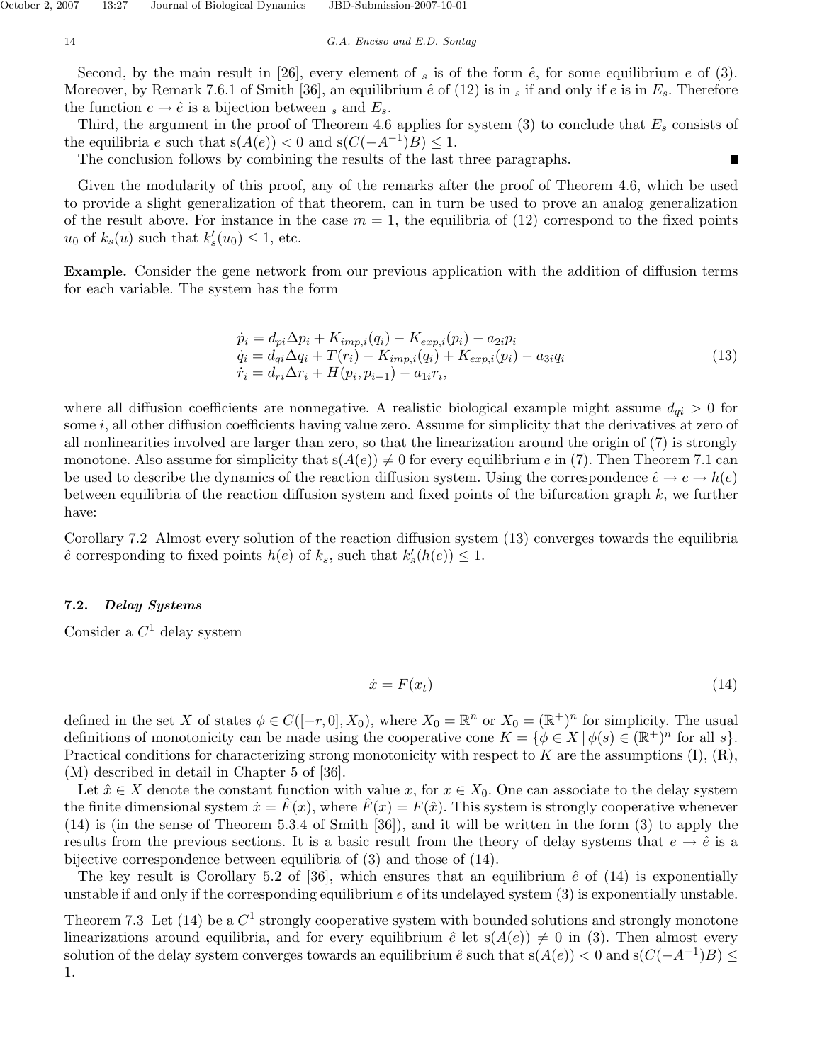Second, by the main result in [26], every element of $_s$ is of the form $\hat{e}$, for some equilibrium $e$ of (3). Moreover, by Remark 7.6.1 of Smith [36], an equilibrium $\hat{e}$ of (12) is in $_s$ if and only if $e$ is in $E_s$. Therefore the function $e \to \hat{e}$ is a bijection between $_s$ and $E_s$.

Third, the argument in the proof of Theorem 4.6 applies for system (3) to conclude that $E_s$ consists of the equilibria $e$ such that $\mathrm{s}(A(e)) < 0$ and $\mathrm{s}(C(-A^{-1})B) \leq 1$.

The conclusion follows by combining the results of the last three paragraphs. ∎

Given the modularity of this proof, any of the remarks after the proof of Theorem 4.6, which be used to provide a slight generalization of that theorem, can in turn be used to prove an analog generalization of the result above. For instance in the case $m = 1$, the equilibria of (12) correspond to the fixed points $u_0$ of $k_s(u)$ such that $k_s'(u_0) \leq 1$, etc.

**Example.** Consider the gene network from our previous application with the addition of diffusion terms for each variable. The system has the form

$$
\begin{aligned}
\dot{p}_i &= d_{pi}\Delta p_i + K_{imp,i}(q_i) - K_{exp,i}(p_i) - a_{2i}p_i \\
\dot{q}_i &= d_{qi}\Delta q_i + T(r_i) - K_{imp,i}(q_i) + K_{exp,i}(p_i) - a_{3i}q_i \\
\dot{r}_i &= d_{ri}\Delta r_i + H(p_i, p_{i-1}) - a_{1i}r_i,
\end{aligned}
\tag{13}
$$

where all diffusion coefficients are nonnegative. A realistic biological example might assume $d_{qi} > 0$ for some $i$, all other diffusion coefficients having value zero. Assume for simplicity that the derivatives at zero of all nonlinearities involved are larger than zero, so that the linearization around the origin of (7) is strongly monotone. Also assume for simplicity that $\mathrm{s}(A(e)) \neq 0$ for every equilibrium $e$ in (7). Then Theorem 7.1 can be used to describe the dynamics of the reaction diffusion system. Using the correspondence $\hat{e} \to e \to h(e)$ between equilibria of the reaction diffusion system and fixed points of the bifurcation graph $k$, we further have:

Corollary 7.2 Almost every solution of the reaction diffusion system (13) converges towards the equilibria $\hat{e}$ corresponding to fixed points $h(e)$ of $k_s$, such that $k_s'(h(e)) \leq 1$.

### 7.2. *Delay Systems*

Consider a $C^1$ delay system

$$
\dot{x} = F(x_t) \tag{14}
$$

defined in the set $X$ of states $\phi \in C([-r, 0], X_0)$, where $X_0 = \mathbb{R}^n$ or $X_0 = (\mathbb{R}^+)^n$ for simplicity. The usual definitions of monotonicity can be made using the cooperative cone $K = \{\phi \in X \mid \phi(s) \in (\mathbb{R}^+)^n \text{ for all } s\}$. Practical conditions for characterizing strong monotonicity with respect to $K$ are the assumptions (I), (R), (M) described in detail in Chapter 5 of [36].

Let $\hat{x} \in X$ denote the constant function with value $x$, for $x \in X_0$. One can associate to the delay system the finite dimensional system $\dot{x} = \hat{F}(x)$, where $\hat{F}(x) = F(\hat{x})$. This system is strongly cooperative whenever (14) is (in the sense of Theorem 5.3.4 of Smith [36]), and it will be written in the form (3) to apply the results from the previous sections. It is a basic result from the theory of delay systems that $e \to \hat{e}$ is a bijective correspondence between equilibria of (3) and those of (14).

The key result is Corollary 5.2 of [36], which ensures that an equilibrium $\hat{e}$ of (14) is exponentially unstable if and only if the corresponding equilibrium $e$ of its undelayed system (3) is exponentially unstable.

Theorem 7.3 Let (14) be a $C^1$ strongly cooperative system with bounded solutions and strongly monotone linearizations around equilibria, and for every equilibrium $\hat{e}$ let $\mathrm{s}(A(e)) \neq 0$ in (3). Then almost every solution of the delay system converges towards an equilibrium $\hat{e}$ such that $\mathrm{s}(A(e)) < 0$ and $\mathrm{s}(C(-A^{-1})B) \leq 1$.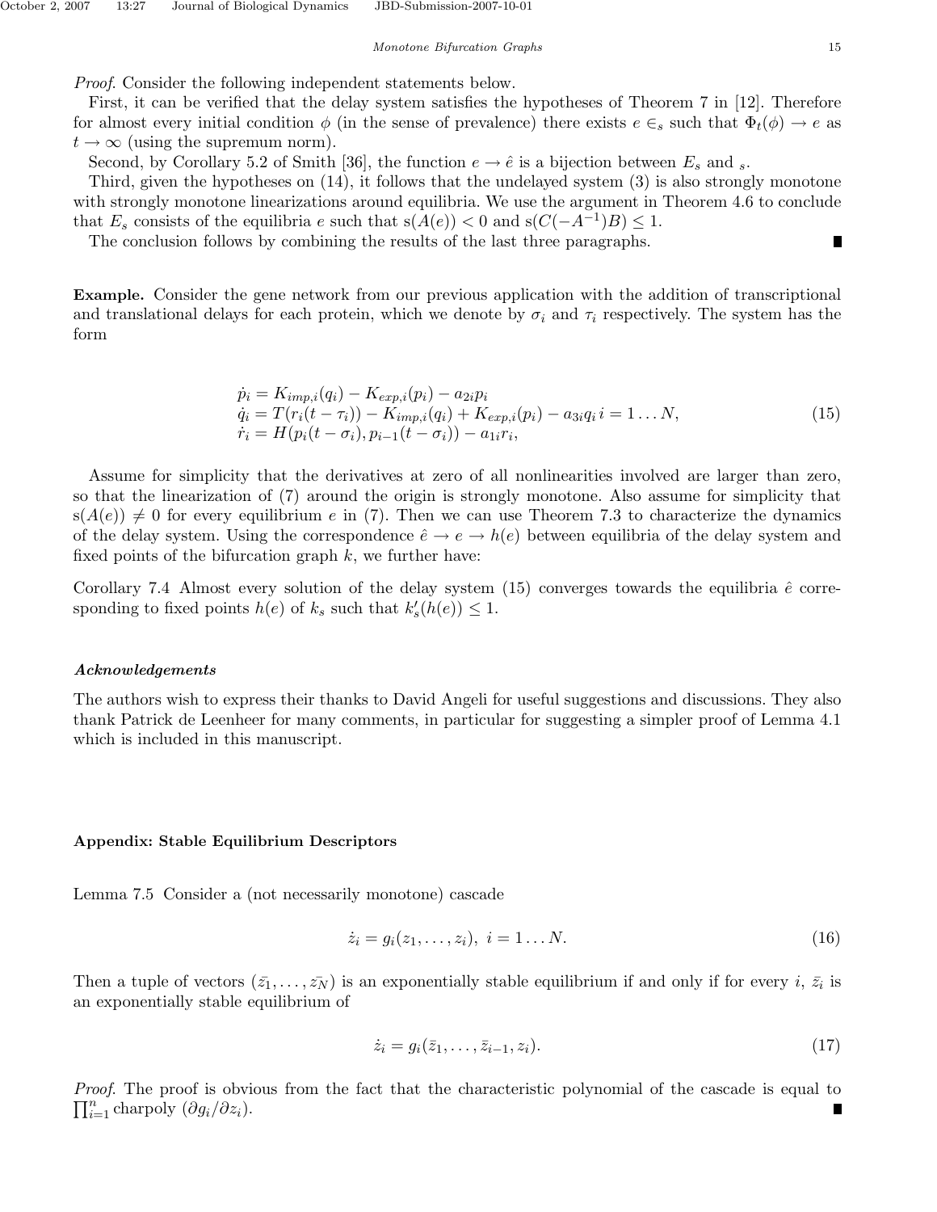*Proof.* Consider the following independent statements below.

First, it can be verified that the delay system satisfies the hypotheses of Theorem 7 in [12]. Therefore for almost every initial condition $\phi$ (in the sense of prevalence) there exists $e \in_s$ such that $\Phi_t(\phi) \to e$ as $t \to \infty$ (using the supremum norm).

Second, by Corollary 5.2 of Smith [36], the function $e \to \hat{e}$ is a bijection between $E_s$ and $_s$.

Third, given the hypotheses on (14), it follows that the undelayed system (3) is also strongly monotone with strongly monotone linearizations around equilibria. We use the argument in Theorem 4.6 to conclude that $E_s$ consists of the equilibria $e$ such that $\mathrm{s}(A(e)) < 0$ and $\mathrm{s}(C(-A^{-1})B) \leq 1$.

The conclusion follows by combining the results of the last three paragraphs. ∎

**Example.** Consider the gene network from our previous application with the addition of transcriptional and translational delays for each protein, which we denote by $\sigma_i$ and $\tau_i$ respectively. The system has the form

$$
\begin{array}{l}
\dot{p}_i = K_{imp,i}(q_i) - K_{exp,i}(p_i) - a_{2i}p_i \\
\dot{q}_i = T(r_i(t-\tau_i)) - K_{imp,i}(q_i) + K_{exp,i}(p_i) - a_{3i}q_i \; i = 1 \ldots N, \\
\dot{r}_i = H(p_i(t-\sigma_i), p_{i-1}(t-\sigma_i)) - a_{1i}r_i,
\end{array}
\tag{15}
$$

Assume for simplicity that the derivatives at zero of all nonlinearities involved are larger than zero, so that the linearization of (7) around the origin is strongly monotone. Also assume for simplicity that $\mathrm{s}(A(e)) \neq 0$ for every equilibrium $e$ in (7). Then we can use Theorem 7.3 to characterize the dynamics of the delay system. Using the correspondence $\hat{e} \to e \to h(e)$ between equilibria of the delay system and fixed points of the bifurcation graph $k$, we further have:

Corollary 7.4 Almost every solution of the delay system (15) converges towards the equilibria $\hat{e}$ corresponding to fixed points $h(e)$ of $k_s$ such that $k_s'(h(e)) \leq 1$.

***Acknowledgements***

The authors wish to express their thanks to David Angeli for useful suggestions and discussions. They also thank Patrick de Leenheer for many comments, in particular for suggesting a simpler proof of Lemma 4.1 which is included in this manuscript.

**Appendix: Stable Equilibrium Descriptors**

Lemma 7.5 Consider a (not necessarily monotone) cascade

$$
\dot{z}_i = g_i(z_1, \ldots, z_i), \; i = 1 \ldots N. \tag{16}
$$

Then a tuple of vectors $(\bar{z_1}, \ldots, \bar{z_N})$ is an exponentially stable equilibrium if and only if for every $i$, $\bar{z}_i$ is an exponentially stable equilibrium of

$$
\dot{z}_i = g_i(\bar{z}_1, \ldots, \bar{z}_{i-1}, z_i). \tag{17}
$$

*Proof.* The proof is obvious from the fact that the characteristic polynomial of the cascade is equal to $\prod_{i=1}^{n} \text{charpoly } (\partial g_i / \partial z_i)$. ∎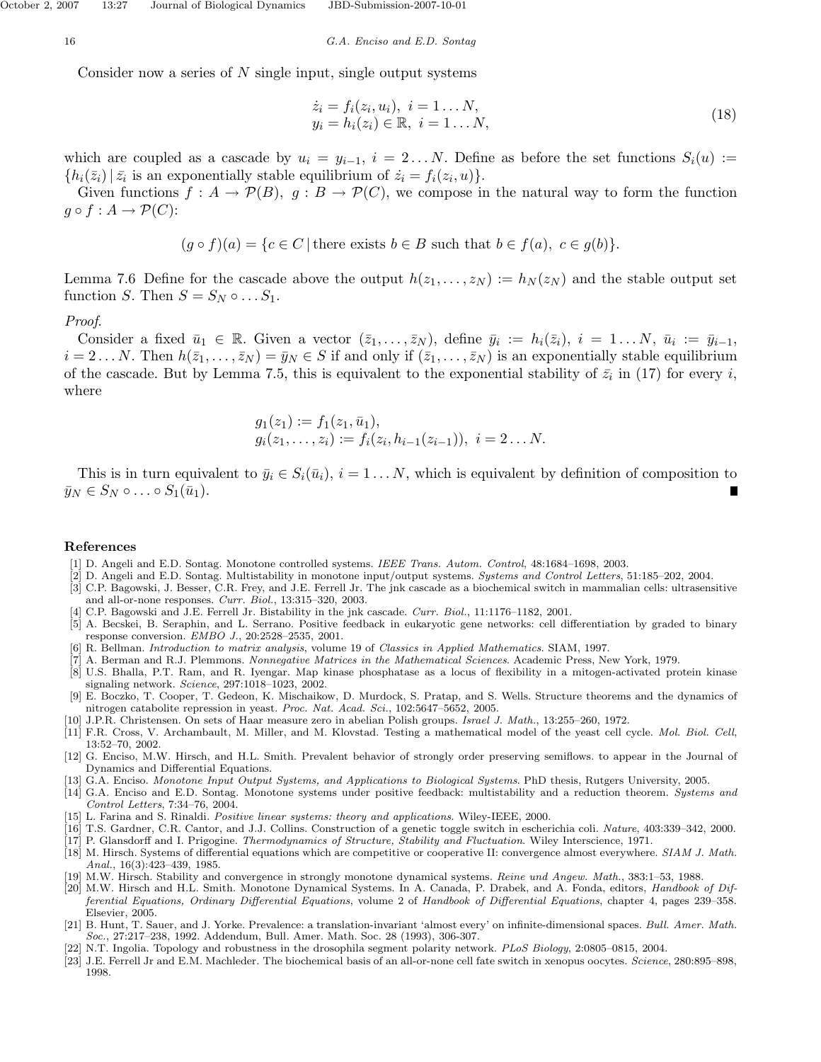Consider now a series of $N$ single input, single output systems

$$
\begin{aligned}
\dot{z}_i &= f_i(z_i, u_i),\ i = 1 \dots N, \\
y_i &= h_i(z_i) \in \mathbb{R},\ i = 1 \dots N,
\end{aligned}
\tag{18}
$$

which are coupled as a cascade by $u_i = y_{i-1}$, $i = 2 \dots N$. Define as before the set functions $S_i(u) := \{h_i(\bar{z}_i) \,|\, \bar{z}_i \text{ is an exponentially stable equilibrium of } \dot{z}_i = f_i(z_i, u)\}$.

Given functions $f : A \to \mathcal{P}(B)$, $g : B \to \mathcal{P}(C)$, we compose in the natural way to form the function $g \circ f : A \to \mathcal{P}(C)$:

$$
(g \circ f)(a) = \{c \in C \,|\, \text{there exists } b \in B \text{ such that } b \in f(a),\ c \in g(b)\}.
$$

Lemma 7.6 Define for the cascade above the output $h(z_1, \dots, z_N) := h_N(z_N)$ and the stable output set function $S$. Then $S = S_N \circ \dots S_1$.

*Proof.*

Consider a fixed $\bar{u}_1 \in \mathbb{R}$. Given a vector $(\bar{z}_1, \dots, \bar{z}_N)$, define $\bar{y}_i := h_i(\bar{z}_i)$, $i = 1 \dots N$, $\bar{u}_i := \bar{y}_{i-1}$, $i = 2 \dots N$. Then $h(\bar{z}_1, \dots, \bar{z}_N) = \bar{y}_N \in S$ if and only if $(\bar{z}_1, \dots, \bar{z}_N)$ is an exponentially stable equilibrium of the cascade. But by Lemma 7.5, this is equivalent to the exponential stability of $\bar{z}_i$ in (17) for every $i$, where

$$
\begin{aligned}
g_1(z_1) &:= f_1(z_1, \bar{u}_1), \\
g_i(z_1, \dots, z_i) &:= f_i(z_i, h_{i-1}(z_{i-1})),\ i = 2 \dots N.
\end{aligned}
$$

This is in turn equivalent to $\bar{y}_i \in S_i(\bar{u}_i)$, $i = 1 \dots N$, which is equivalent by definition of composition to $\bar{y}_N \in S_N \circ \dots \circ S_1(\bar{u}_1)$. ∎

## References

[1] D. Angeli and E.D. Sontag. Monotone controlled systems. *IEEE Trans. Autom. Control*, 48:1684–1698, 2003.
[2] D. Angeli and E.D. Sontag. Multistability in monotone input/output systems. *Systems and Control Letters*, 51:185–202, 2004.
[3] C.P. Bagowski, J. Besser, C.R. Frey, and J.E. Ferrell Jr. The jnk cascade as a biochemical switch in mammalian cells: ultrasensitive and all-or-none responses. *Curr. Biol.*, 13:315–320, 2003.
[4] C.P. Bagowski and J.E. Ferrell Jr. Bistability in the jnk cascade. *Curr. Biol.*, 11:1176–1182, 2001.
[5] A. Becskei, B. Seraphin, and L. Serrano. Positive feedback in eukaryotic gene networks: cell differentiation by graded to binary response conversion. *EMBO J.*, 20:2528–2535, 2001.
[6] R. Bellman. *Introduction to matrix analysis*, volume 19 of *Classics in Applied Mathematics*. SIAM, 1997.
[7] A. Berman and R.J. Plemmons. *Nonnegative Matrices in the Mathematical Sciences*. Academic Press, New York, 1979.
[8] U.S. Bhalla, P.T. Ram, and R. Iyengar. Map kinase phosphatase as a locus of flexibility in a mitogen-activated protein kinase signaling network. *Science*, 297:1018–1023, 2002.
[9] E. Boczko, T. Cooper, T. Gedeon, K. Mischaikow, D. Murdock, S. Pratap, and S. Wells. Structure theorems and the dynamics of nitrogen catabolite repression in yeast. *Proc. Nat. Acad. Sci.*, 102:5647–5652, 2005.
[10] J.P.R. Christensen. On sets of Haar measure zero in abelian Polish groups. *Israel J. Math.*, 13:255–260, 1972.
[11] F.R. Cross, V. Archambault, M. Miller, and M. Klovstad. Testing a mathematical model of the yeast cell cycle. *Mol. Biol. Cell*, 13:52–70, 2002.
[12] G. Enciso, M.W. Hirsch, and H.L. Smith. Prevalent behavior of strongly order preserving semiflows. to appear in the Journal of Dynamics and Differential Equations.
[13] G.A. Enciso. *Monotone Input Output Systems, and Applications to Biological Systems*. PhD thesis, Rutgers University, 2005.
[14] G.A. Enciso and E.D. Sontag. Monotone systems under positive feedback: multistability and a reduction theorem. *Systems and Control Letters*, 7:34–76, 2004.
[15] L. Farina and S. Rinaldi. *Positive linear systems: theory and applications*. Wiley-IEEE, 2000.
[16] T.S. Gardner, C.R. Cantor, and J.J. Collins. Construction of a genetic toggle switch in escherichia coli. *Nature*, 403:339–342, 2000.
[17] P. Glansdorff and I. Prigogine. *Thermodynamics of Structure, Stability and Fluctuation*. Wiley Interscience, 1971.
[18] M. Hirsch. Systems of differential equations which are competitive or cooperative II: convergence almost everywhere. *SIAM J. Math. Anal.*, 16(3):423–439, 1985.
[19] M.W. Hirsch. Stability and convergence in strongly monotone dynamical systems. *Reine und Angew. Math.*, 383:1–53, 1988.
[20] M.W. Hirsch and H.L. Smith. Monotone Dynamical Systems. In A. Canada, P. Drabek, and A. Fonda, editors, *Handbook of Differential Equations, Ordinary Differential Equations*, volume 2 of *Handbook of Differential Equations*, chapter 4, pages 239–358. Elsevier, 2005.
[21] B. Hunt, T. Sauer, and J. Yorke. Prevalence: a translation-invariant 'almost every' on infinite-dimensional spaces. *Bull. Amer. Math. Soc.*, 27:217–238, 1992. Addendum, Bull. Amer. Math. Soc. 28 (1993), 306-307.
[22] N.T. Ingolia. Topology and robustness in the drosophila segment polarity network. *PLoS Biology*, 2:0805–0815, 2004.
[23] J.E. Ferrell Jr and E.M. Machleder. The biochemical basis of an all-or-none cell fate switch in xenopus oocytes. *Science*, 280:895–898, 1998.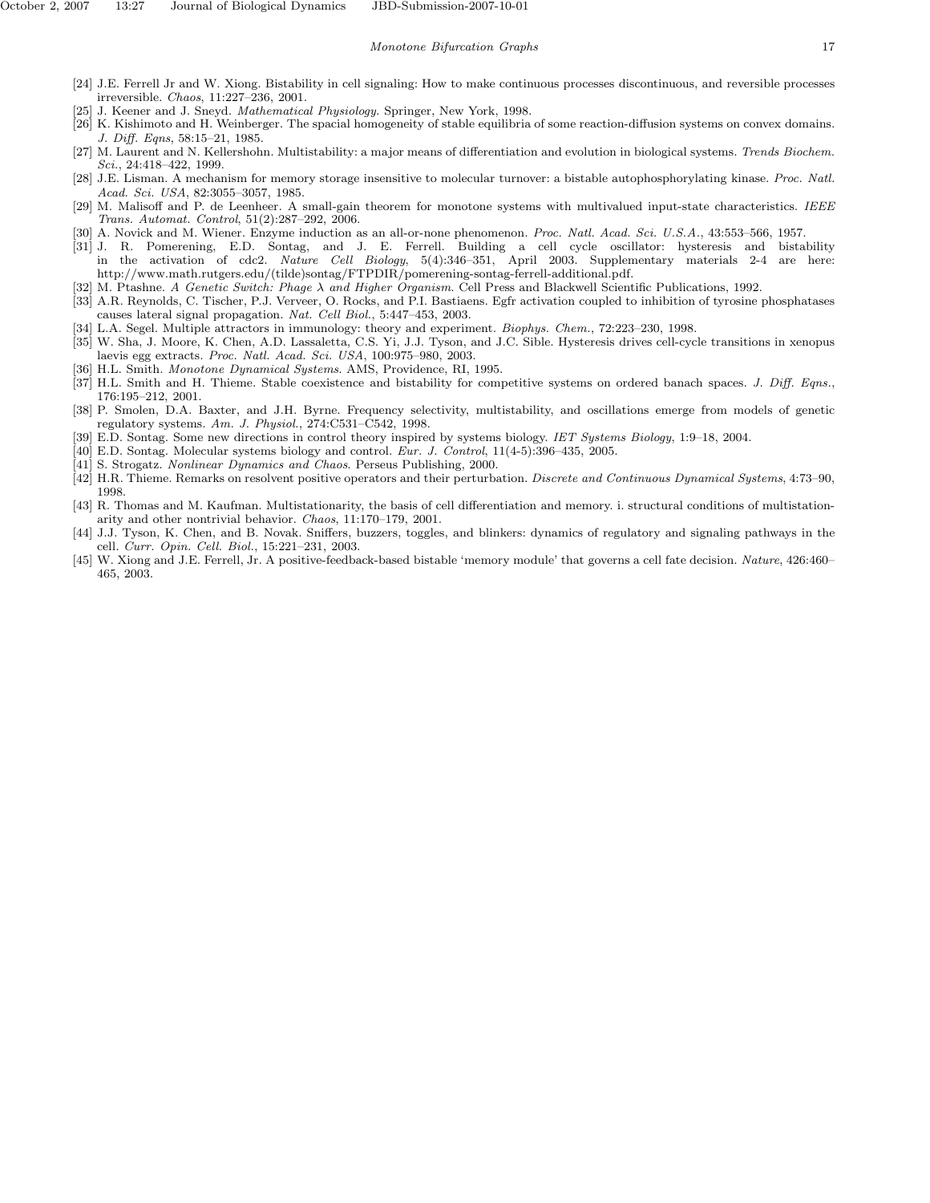[24] J.E. Ferrell Jr and W. Xiong. Bistability in cell signaling: How to make continuous processes discontinuous, and reversible processes irreversible. *Chaos*, 11:227–236, 2001.

[25] J. Keener and J. Sneyd. *Mathematical Physiology.* Springer, New York, 1998.

[26] K. Kishimoto and H. Weinberger. The spacial homogeneity of stable equilibria of some reaction-diffusion systems on convex domains. *J. Diff. Eqns*, 58:15–21, 1985.

[27] M. Laurent and N. Kellershohn. Multistability: a major means of differentiation and evolution in biological systems. *Trends Biochem. Sci.*, 24:418–422, 1999.

[28] J.E. Lisman. A mechanism for memory storage insensitive to molecular turnover: a bistable autophosphorylating kinase. *Proc. Natl. Acad. Sci. USA*, 82:3055–3057, 1985.

[29] M. Malisoff and P. de Leenheer. A small-gain theorem for monotone systems with multivalued input-state characteristics. *IEEE Trans. Automat. Control*, 51(2):287–292, 2006.

[30] A. Novick and M. Wiener. Enzyme induction as an all-or-none phenomenon. *Proc. Natl. Acad. Sci. U.S.A.*, 43:553–566, 1957.

[31] J. R. Pomerening, E.D. Sontag, and J. E. Ferrell. Building a cell cycle oscillator: hysteresis and bistability in the activation of cdc2. *Nature Cell Biology*, 5(4):346–351, April 2003. Supplementary materials 2-4 are here: http://www.math.rutgers.edu/(tilde)sontag/FTPDIR/pomerening-sontag-ferrell-additional.pdf.

[32] M. Ptashne. *A Genetic Switch: Phage $\lambda$ and Higher Organism.* Cell Press and Blackwell Scientific Publications, 1992.

[33] A.R. Reynolds, C. Tischer, P.J. Verveer, O. Rocks, and P.I. Bastiaens. Egfr activation coupled to inhibition of tyrosine phosphatases causes lateral signal propagation. *Nat. Cell Biol.*, 5:447–453, 2003.

[34] L.A. Segel. Multiple attractors in immunology: theory and experiment. *Biophys. Chem.*, 72:223–230, 1998.

[35] W. Sha, J. Moore, K. Chen, A.D. Lassaletta, C.S. Yi, J.J. Tyson, and J.C. Sible. Hysteresis drives cell-cycle transitions in xenopus laevis egg extracts. *Proc. Natl. Acad. Sci. USA*, 100:975–980, 2003.

[36] H.L. Smith. *Monotone Dynamical Systems.* AMS, Providence, RI, 1995.

[37] H.L. Smith and H. Thieme. Stable coexistence and bistability for competitive systems on ordered banach spaces. *J. Diff. Eqns.*, 176:195–212, 2001.

[38] P. Smolen, D.A. Baxter, and J.H. Byrne. Frequency selectivity, multistability, and oscillations emerge from models of genetic regulatory systems. *Am. J. Physiol.*, 274:C531–C542, 1998.

[39] E.D. Sontag. Some new directions in control theory inspired by systems biology. *IET Systems Biology*, 1:9–18, 2004.

[40] E.D. Sontag. Molecular systems biology and control. *Eur. J. Control*, 11(4-5):396–435, 2005.

[41] S. Strogatz. *Nonlinear Dynamics and Chaos.* Perseus Publishing, 2000.

[42] H.R. Thieme. Remarks on resolvent positive operators and their perturbation. *Discrete and Continuous Dynamical Systems*, 4:73–90, 1998.

[43] R. Thomas and M. Kaufman. Multistationarity, the basis of cell differentiation and memory. i. structural conditions of multistationarity and other nontrivial behavior. *Chaos*, 11:170–179, 2001.

[44] J.J. Tyson, K. Chen, and B. Novak. Sniffers, buzzers, toggles, and blinkers: dynamics of regulatory and signaling pathways in the cell. *Curr. Opin. Cell. Biol.*, 15:221–231, 2003.

[45] W. Xiong and J.E. Ferrell, Jr. A positive-feedback-based bistable 'memory module' that governs a cell fate decision. *Nature*, 426:460–465, 2003.